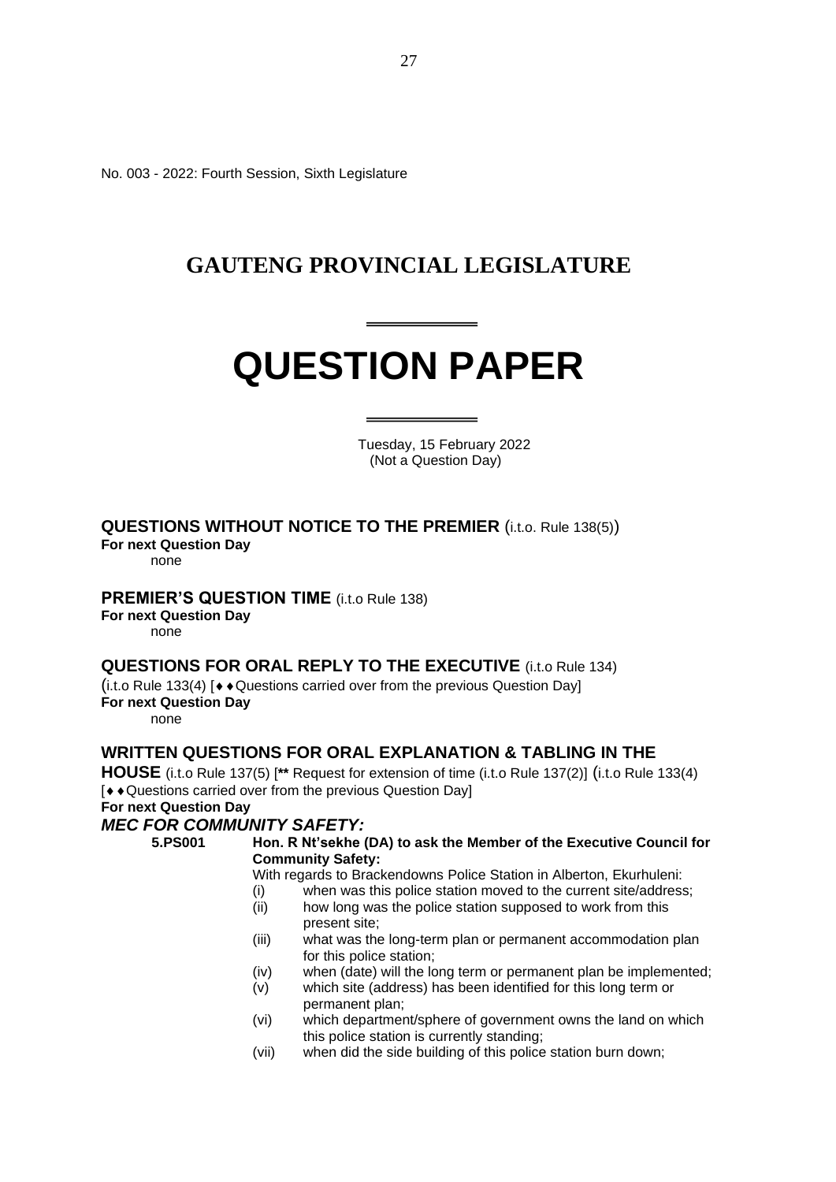No. 003 - 2022: Fourth Session, Sixth Legislature

# GAUTENG PROVINCIAL LEGISLATURE

# QUESTION PAPER

Tuesday, 15 February 2022
(Not a Question Day)

## QUESTIONS WITHOUT NOTICE TO THE PREMIER (i.t.o. Rule 138(5))

**For next Question Day**

none

## PREMIER'S QUESTION TIME (i.t.o Rule 138)

**For next Question Day**

none

## QUESTIONS FOR ORAL REPLY TO THE EXECUTIVE (i.t.o Rule 134)

(i.t.o Rule 133(4) [♦♦Questions carried over from the previous Question Day]

**For next Question Day**

none

## WRITTEN QUESTIONS FOR ORAL EXPLANATION & TABLING IN THE HOUSE (i.t.o Rule 137(5) [** Request for extension of time (i.t.o Rule 137(2)] (i.t.o Rule 133(4) [♦♦Questions carried over from the previous Question Day]

**For next Question Day**

### *MEC FOR COMMUNITY SAFETY:*

**5.PS001 Hon. R Nt'sekhe (DA) to ask the Member of the Executive Council for Community Safety:**

With regards to Brackendowns Police Station in Alberton, Ekurhuleni:

(i) when was this police station moved to the current site/address;

(ii) how long was the police station supposed to work from this present site;

(iii) what was the long-term plan or permanent accommodation plan for this police station;

(iv) when (date) will the long term or permanent plan be implemented;

(v) which site (address) has been identified for this long term or permanent plan;

(vi) which department/sphere of government owns the land on which this police station is currently standing;

(vii) when did the side building of this police station burn down;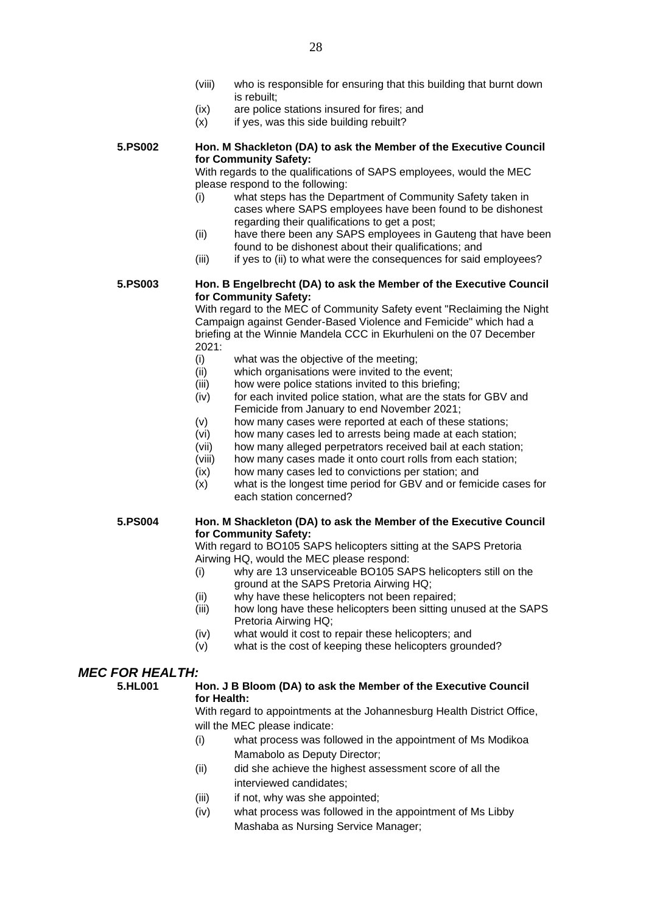(viii) who is responsible for ensuring that this building that burnt down is rebuilt;

(ix) are police stations insured for fires; and

(x) if yes, was this side building rebuilt?

**5.PS002 Hon. M Shackleton (DA) to ask the Member of the Executive Council for Community Safety:**

With regards to the qualifications of SAPS employees, would the MEC please respond to the following:

(i) what steps has the Department of Community Safety taken in cases where SAPS employees have been found to be dishonest regarding their qualifications to get a post;

(ii) have there been any SAPS employees in Gauteng that have been found to be dishonest about their qualifications; and

(iii) if yes to (ii) to what were the consequences for said employees?

**5.PS003 Hon. B Engelbrecht (DA) to ask the Member of the Executive Council for Community Safety:**

With regard to the MEC of Community Safety event "Reclaiming the Night Campaign against Gender-Based Violence and Femicide" which had a briefing at the Winnie Mandela CCC in Ekurhuleni on the 07 December 2021:

(i) what was the objective of the meeting;

(ii) which organisations were invited to the event;

(iii) how were police stations invited to this briefing;

(iv) for each invited police station, what are the stats for GBV and Femicide from January to end November 2021;

(v) how many cases were reported at each of these stations;

(vi) how many cases led to arrests being made at each station;

(vii) how many alleged perpetrators received bail at each station;

(viii) how many cases made it onto court rolls from each station;

(ix) how many cases led to convictions per station; and

(x) what is the longest time period for GBV and or femicide cases for each station concerned?

**5.PS004 Hon. M Shackleton (DA) to ask the Member of the Executive Council for Community Safety:**

With regard to BO105 SAPS helicopters sitting at the SAPS Pretoria Airwing HQ, would the MEC please respond:

(i) why are 13 unserviceable BO105 SAPS helicopters still on the ground at the SAPS Pretoria Airwing HQ;

(ii) why have these helicopters not been repaired;

(iii) how long have these helicopters been sitting unused at the SAPS Pretoria Airwing HQ;

(iv) what would it cost to repair these helicopters; and

(v) what is the cost of keeping these helicopters grounded?

## *MEC FOR HEALTH:*

**5.HL001 Hon. J B Bloom (DA) to ask the Member of the Executive Council for Health:**

With regard to appointments at the Johannesburg Health District Office, will the MEC please indicate:

(i) what process was followed in the appointment of Ms Modikoa Mamabolo as Deputy Director;

(ii) did she achieve the highest assessment score of all the interviewed candidates;

(iii) if not, why was she appointed;

(iv) what process was followed in the appointment of Ms Libby Mashaba as Nursing Service Manager;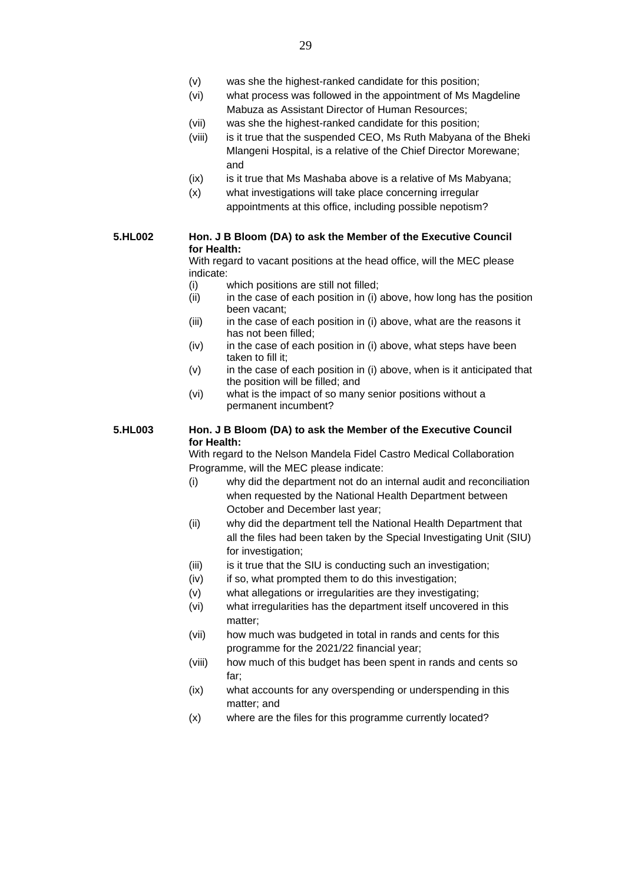(v) was she the highest-ranked candidate for this position;

(vi) what process was followed in the appointment of Ms Magdeline Mabuza as Assistant Director of Human Resources;

(vii) was she the highest-ranked candidate for this position;

(viii) is it true that the suspended CEO, Ms Ruth Mabyana of the Bheki Mlangeni Hospital, is a relative of the Chief Director Morewane; and

(ix) is it true that Ms Mashaba above is a relative of Ms Mabyana;

(x) what investigations will take place concerning irregular appointments at this office, including possible nepotism?

**5.HL002 Hon. J B Bloom (DA) to ask the Member of the Executive Council for Health:**

With regard to vacant positions at the head office, will the MEC please indicate:

(i) which positions are still not filled;

(ii) in the case of each position in (i) above, how long has the position been vacant;

(iii) in the case of each position in (i) above, what are the reasons it has not been filled;

(iv) in the case of each position in (i) above, what steps have been taken to fill it;

(v) in the case of each position in (i) above, when is it anticipated that the position will be filled; and

(vi) what is the impact of so many senior positions without a permanent incumbent?

**5.HL003 Hon. J B Bloom (DA) to ask the Member of the Executive Council for Health:**

With regard to the Nelson Mandela Fidel Castro Medical Collaboration Programme, will the MEC please indicate:

(i) why did the department not do an internal audit and reconciliation when requested by the National Health Department between October and December last year;

(ii) why did the department tell the National Health Department that all the files had been taken by the Special Investigating Unit (SIU) for investigation;

(iii) is it true that the SIU is conducting such an investigation;

(iv) if so, what prompted them to do this investigation;

(v) what allegations or irregularities are they investigating;

(vi) what irregularities has the department itself uncovered in this matter;

(vii) how much was budgeted in total in rands and cents for this programme for the 2021/22 financial year;

(viii) how much of this budget has been spent in rands and cents so far;

(ix) what accounts for any overspending or underspending in this matter; and

(x) where are the files for this programme currently located?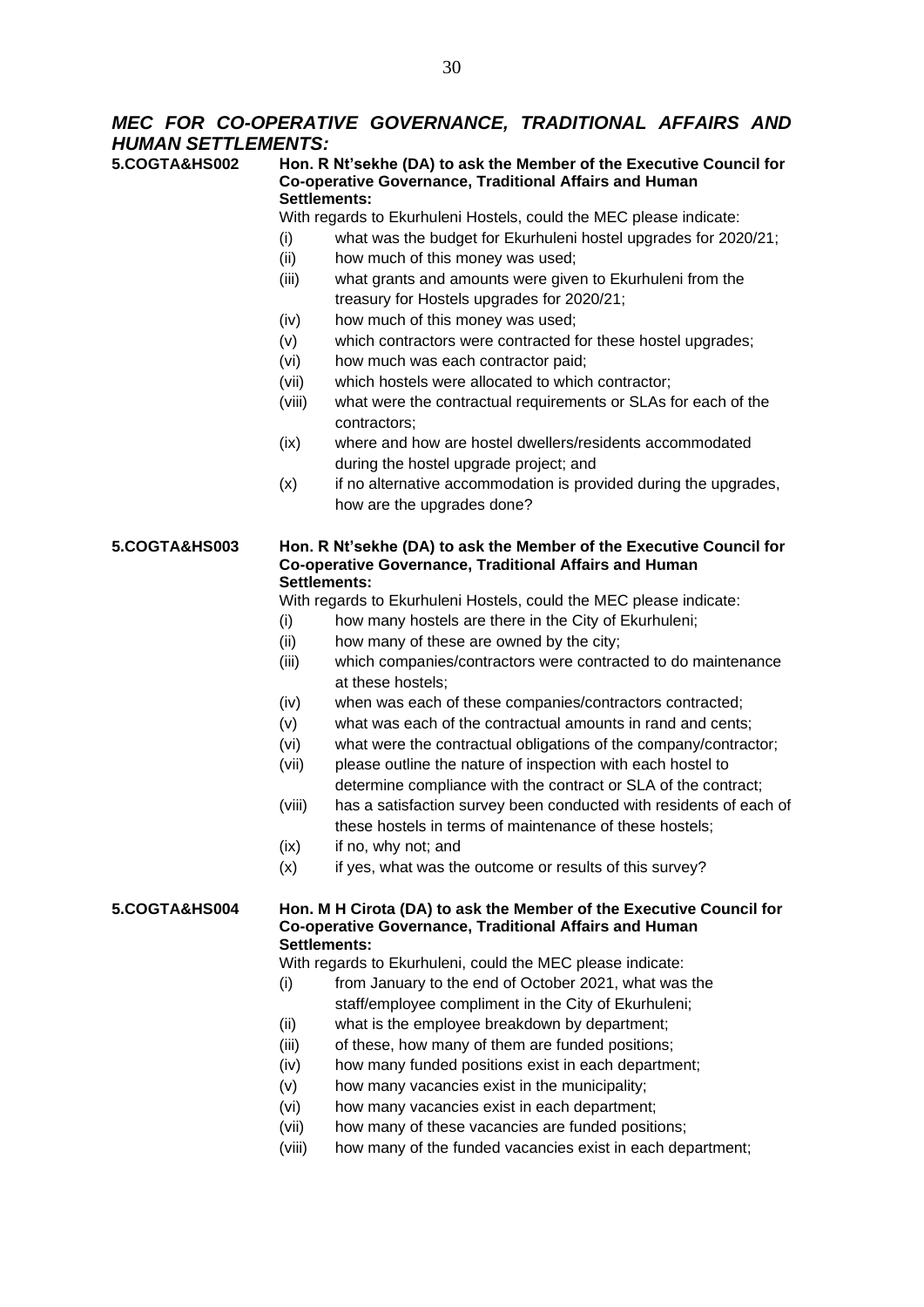## *MEC FOR CO-OPERATIVE GOVERNANCE, TRADITIONAL AFFAIRS AND HUMAN SETTLEMENTS:*

**5.COGTA&HS002** **Hon. R Nt'sekhe (DA) to ask the Member of the Executive Council for Co-operative Governance, Traditional Affairs and Human Settlements:**

With regards to Ekurhuleni Hostels, could the MEC please indicate:

- (i) what was the budget for Ekurhuleni hostel upgrades for 2020/21;
- (ii) how much of this money was used;
- (iii) what grants and amounts were given to Ekurhuleni from the treasury for Hostels upgrades for 2020/21;
- (iv) how much of this money was used;
- (v) which contractors were contracted for these hostel upgrades;
- (vi) how much was each contractor paid;
- (vii) which hostels were allocated to which contractor;
- (viii) what were the contractual requirements or SLAs for each of the contractors;
- (ix) where and how are hostel dwellers/residents accommodated during the hostel upgrade project; and
- (x) if no alternative accommodation is provided during the upgrades, how are the upgrades done?

**5.COGTA&HS003** **Hon. R Nt'sekhe (DA) to ask the Member of the Executive Council for Co-operative Governance, Traditional Affairs and Human Settlements:**

With regards to Ekurhuleni Hostels, could the MEC please indicate:

- (i) how many hostels are there in the City of Ekurhuleni;
- (ii) how many of these are owned by the city;
- (iii) which companies/contractors were contracted to do maintenance at these hostels;
- (iv) when was each of these companies/contractors contracted;
- (v) what was each of the contractual amounts in rand and cents;
- (vi) what were the contractual obligations of the company/contractor;
- (vii) please outline the nature of inspection with each hostel to determine compliance with the contract or SLA of the contract;
- (viii) has a satisfaction survey been conducted with residents of each of these hostels in terms of maintenance of these hostels;
- (ix) if no, why not; and
- (x) if yes, what was the outcome or results of this survey?

**5.COGTA&HS004** **Hon. M H Cirota (DA) to ask the Member of the Executive Council for Co-operative Governance, Traditional Affairs and Human Settlements:**

With regards to Ekurhuleni, could the MEC please indicate:

- (i) from January to the end of October 2021, what was the staff/employee compliment in the City of Ekurhuleni;
- (ii) what is the employee breakdown by department;
- (iii) of these, how many of them are funded positions;
- (iv) how many funded positions exist in each department;
- (v) how many vacancies exist in the municipality;
- (vi) how many vacancies exist in each department;
- (vii) how many of these vacancies are funded positions;
- (viii) how many of the funded vacancies exist in each department;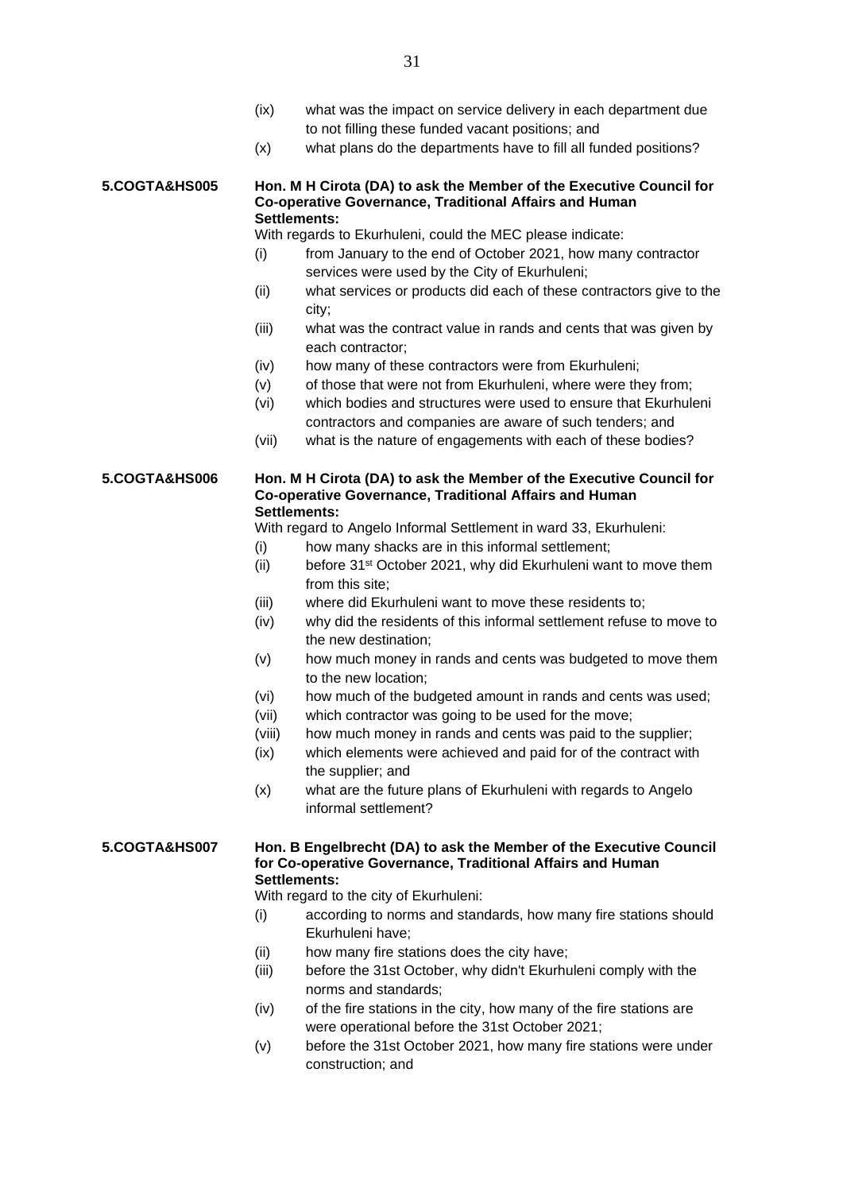(ix) what was the impact on service delivery in each department due to not filling these funded vacant positions; and

(x) what plans do the departments have to fill all funded positions?

**5.COGTA&HS005** **Hon. M H Cirota (DA) to ask the Member of the Executive Council for Co-operative Governance, Traditional Affairs and Human Settlements:**

With regards to Ekurhuleni, could the MEC please indicate:

(i) from January to the end of October 2021, how many contractor services were used by the City of Ekurhuleni;

(ii) what services or products did each of these contractors give to the city;

(iii) what was the contract value in rands and cents that was given by each contractor;

(iv) how many of these contractors were from Ekurhuleni;

(v) of those that were not from Ekurhuleni, where were they from;

(vi) which bodies and structures were used to ensure that Ekurhuleni contractors and companies are aware of such tenders; and

(vii) what is the nature of engagements with each of these bodies?

**5.COGTA&HS006** **Hon. M H Cirota (DA) to ask the Member of the Executive Council for Co-operative Governance, Traditional Affairs and Human Settlements:**

With regard to Angelo Informal Settlement in ward 33, Ekurhuleni:

(i) how many shacks are in this informal settlement;

(ii) before 31st October 2021, why did Ekurhuleni want to move them from this site;

(iii) where did Ekurhuleni want to move these residents to;

(iv) why did the residents of this informal settlement refuse to move to the new destination;

(v) how much money in rands and cents was budgeted to move them to the new location;

(vi) how much of the budgeted amount in rands and cents was used;

(vii) which contractor was going to be used for the move;

(viii) how much money in rands and cents was paid to the supplier;

(ix) which elements were achieved and paid for of the contract with the supplier; and

(x) what are the future plans of Ekurhuleni with regards to Angelo informal settlement?

**5.COGTA&HS007** **Hon. B Engelbrecht (DA) to ask the Member of the Executive Council for Co-operative Governance, Traditional Affairs and Human Settlements:**

With regard to the city of Ekurhuleni:

(i) according to norms and standards, how many fire stations should Ekurhuleni have;

(ii) how many fire stations does the city have;

(iii) before the 31st October, why didn't Ekurhuleni comply with the norms and standards;

(iv) of the fire stations in the city, how many of the fire stations are were operational before the 31st October 2021;

(v) before the 31st October 2021, how many fire stations were under construction; and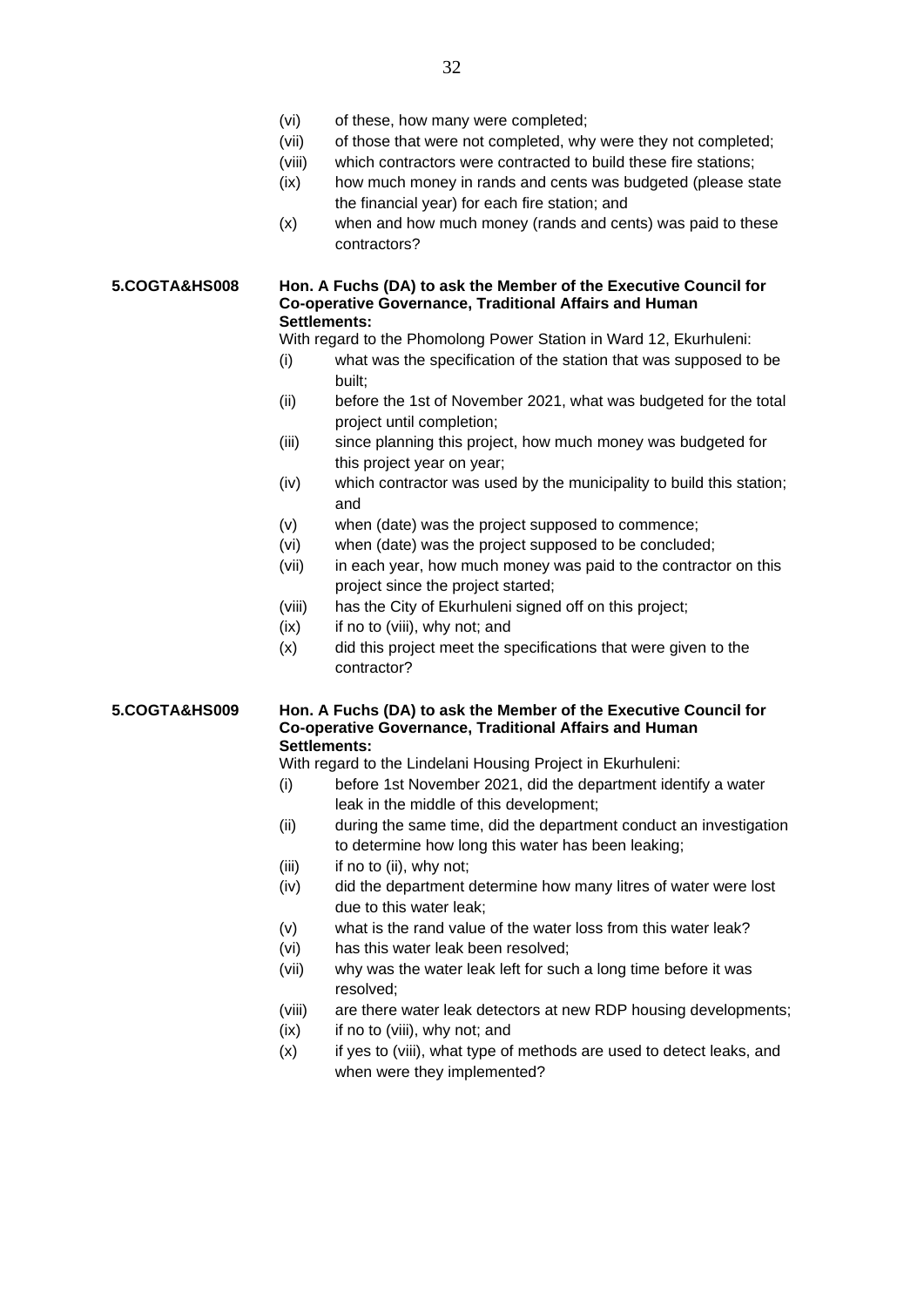(vi) of these, how many were completed;
(vii) of those that were not completed, why were they not completed;
(viii) which contractors were contracted to build these fire stations;
(ix) how much money in rands and cents was budgeted (please state the financial year) for each fire station; and
(x) when and how much money (rands and cents) was paid to these contractors?

**5.COGTA&HS008** **Hon. A Fuchs (DA) to ask the Member of the Executive Council for Co-operative Governance, Traditional Affairs and Human Settlements:**

With regard to the Phomolong Power Station in Ward 12, Ekurhuleni:

(i) what was the specification of the station that was supposed to be built;
(ii) before the 1st of November 2021, what was budgeted for the total project until completion;
(iii) since planning this project, how much money was budgeted for this project year on year;
(iv) which contractor was used by the municipality to build this station; and
(v) when (date) was the project supposed to commence;
(vi) when (date) was the project supposed to be concluded;
(vii) in each year, how much money was paid to the contractor on this project since the project started;
(viii) has the City of Ekurhuleni signed off on this project;
(ix) if no to (viii), why not; and
(x) did this project meet the specifications that were given to the contractor?

**5.COGTA&HS009** **Hon. A Fuchs (DA) to ask the Member of the Executive Council for Co-operative Governance, Traditional Affairs and Human Settlements:**

With regard to the Lindelani Housing Project in Ekurhuleni:

(i) before 1st November 2021, did the department identify a water leak in the middle of this development;
(ii) during the same time, did the department conduct an investigation to determine how long this water has been leaking;
(iii) if no to (ii), why not;
(iv) did the department determine how many litres of water were lost due to this water leak;
(v) what is the rand value of the water loss from this water leak?
(vi) has this water leak been resolved;
(vii) why was the water leak left for such a long time before it was resolved;
(viii) are there water leak detectors at new RDP housing developments;
(ix) if no to (viii), why not; and
(x) if yes to (viii), what type of methods are used to detect leaks, and when were they implemented?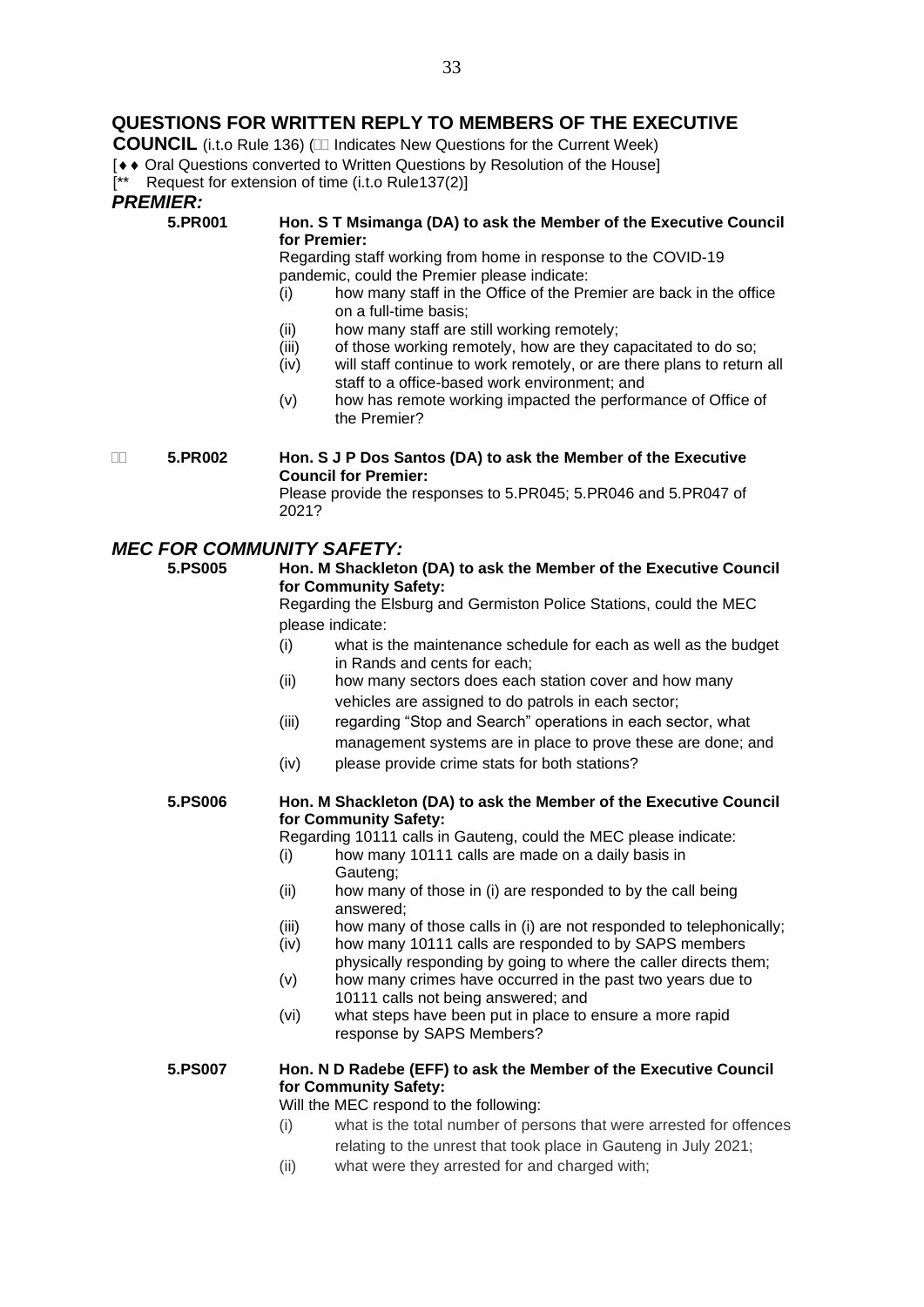## QUESTIONS FOR WRITTEN REPLY TO MEMBERS OF THE EXECUTIVE COUNCIL

**COUNCIL** (i.t.o Rule 136) ( Indicates New Questions for the Current Week)

[♦♦ Oral Questions converted to Written Questions by Resolution of the House]

[** Request for extension of time (i.t.o Rule137(2)]

### *PREMIER:*

**5.PR001** **Hon. S T Msimanga (DA) to ask the Member of the Executive Council for Premier:**

Regarding staff working from home in response to the COVID-19 pandemic, could the Premier please indicate:

- (i) how many staff in the Office of the Premier are back in the office on a full-time basis;
- (ii) how many staff are still working remotely;
- (iii) of those working remotely, how are they capacitated to do so;
- (iv) will staff continue to work remotely, or are there plans to return all staff to a office-based work environment; and
- (v) how has remote working impacted the performance of Office of the Premier?

 **5.PR002** **Hon. S J P Dos Santos (DA) to ask the Member of the Executive Council for Premier:**

Please provide the responses to 5.PR045; 5.PR046 and 5.PR047 of 2021?

### *MEC FOR COMMUNITY SAFETY:*

**5.PS005** **Hon. M Shackleton (DA) to ask the Member of the Executive Council for Community Safety:**

Regarding the Elsburg and Germiston Police Stations, could the MEC please indicate:

- (i) what is the maintenance schedule for each as well as the budget in Rands and cents for each;
- (ii) how many sectors does each station cover and how many vehicles are assigned to do patrols in each sector;
- (iii) regarding "Stop and Search" operations in each sector, what management systems are in place to prove these are done; and
- (iv) please provide crime stats for both stations?

**5.PS006** **Hon. M Shackleton (DA) to ask the Member of the Executive Council for Community Safety:**

Regarding 10111 calls in Gauteng, could the MEC please indicate:

- (i) how many 10111 calls are made on a daily basis in Gauteng;
- (ii) how many of those in (i) are responded to by the call being answered;
- (iii) how many of those calls in (i) are not responded to telephonically;
- (iv) how many 10111 calls are responded to by SAPS members physically responding by going to where the caller directs them;
- (v) how many crimes have occurred in the past two years due to 10111 calls not being answered; and
- (vi) what steps have been put in place to ensure a more rapid response by SAPS Members?

**5.PS007** **Hon. N D Radebe (EFF) to ask the Member of the Executive Council for Community Safety:**

Will the MEC respond to the following:

- (i) what is the total number of persons that were arrested for offences relating to the unrest that took place in Gauteng in July 2021;
- (ii) what were they arrested for and charged with;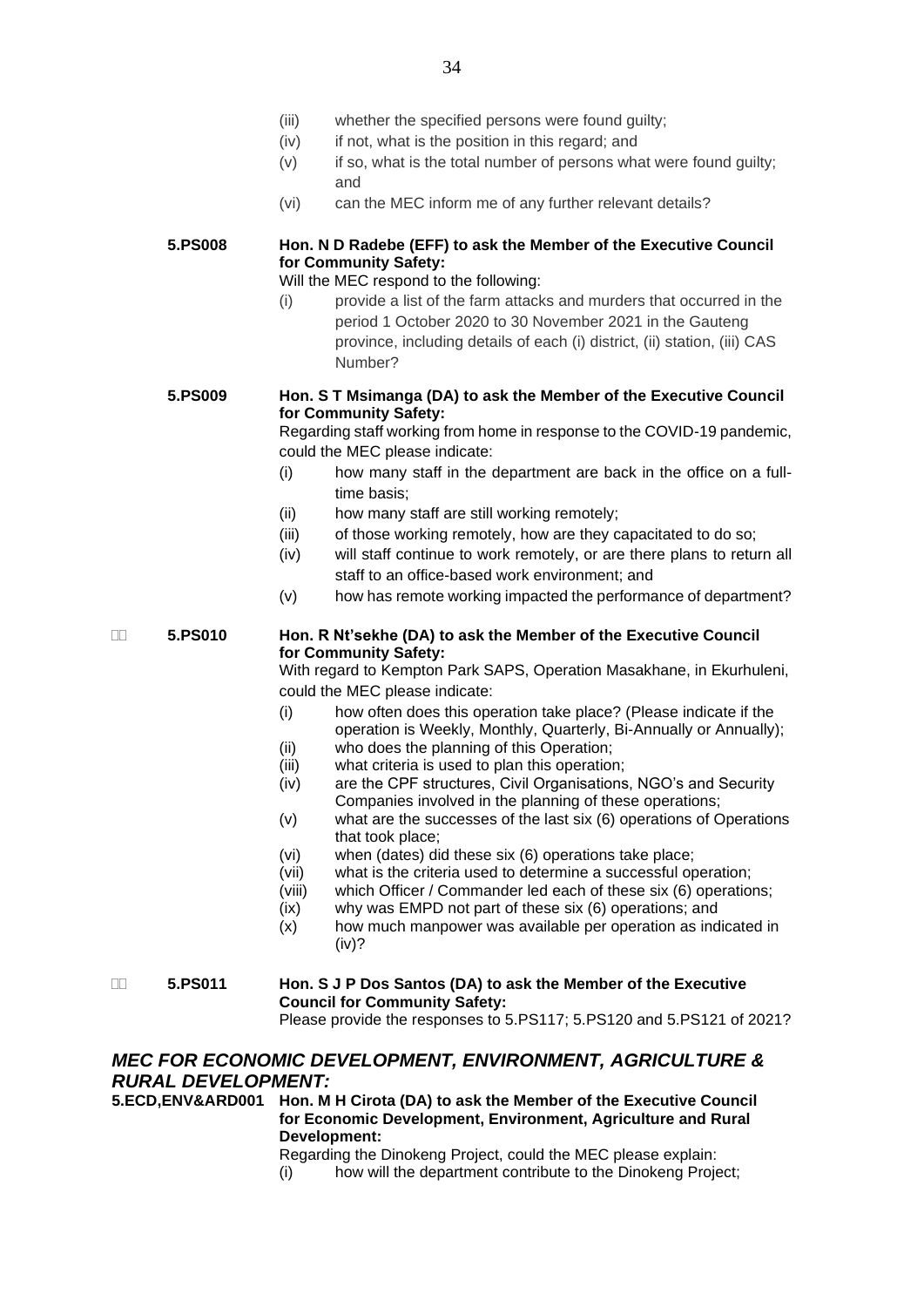(iii) whether the specified persons were found guilty;
(iv) if not, what is the position in this regard; and
(v) if so, what is the total number of persons what were found guilty; and
(vi) can the MEC inform me of any further relevant details?

**5.PS008** **Hon. N D Radebe (EFF) to ask the Member of the Executive Council for Community Safety:**

Will the MEC respond to the following:

(i) provide a list of the farm attacks and murders that occurred in the period 1 October 2020 to 30 November 2021 in the Gauteng province, including details of each (i) district, (ii) station, (iii) CAS Number?

**5.PS009** **Hon. S T Msimanga (DA) to ask the Member of the Executive Council for Community Safety:**

Regarding staff working from home in response to the COVID-19 pandemic, could the MEC please indicate:

(i) how many staff in the department are back in the office on a full-time basis;
(ii) how many staff are still working remotely;
(iii) of those working remotely, how are they capacitated to do so;
(iv) will staff continue to work remotely, or are there plans to return all staff to an office-based work environment; and
(v) how has remote working impacted the performance of department?

**5.PS010** **Hon. R Nt'sekhe (DA) to ask the Member of the Executive Council for Community Safety:**

With regard to Kempton Park SAPS, Operation Masakhane, in Ekurhuleni, could the MEC please indicate:

(i) how often does this operation take place? (Please indicate if the operation is Weekly, Monthly, Quarterly, Bi-Annually or Annually);
(ii) who does the planning of this Operation;
(iii) what criteria is used to plan this operation;
(iv) are the CPF structures, Civil Organisations, NGO's and Security Companies involved in the planning of these operations;
(v) what are the successes of the last six (6) operations of Operations that took place;
(vi) when (dates) did these six (6) operations take place;
(vii) what is the criteria used to determine a successful operation;
(viii) which Officer / Commander led each of these six (6) operations;
(ix) why was EMPD not part of these six (6) operations; and
(x) how much manpower was available per operation as indicated in (iv)?

**5.PS011** **Hon. S J P Dos Santos (DA) to ask the Member of the Executive Council for Community Safety:**

Please provide the responses to 5.PS117; 5.PS120 and 5.PS121 of 2021?

## *MEC FOR ECONOMIC DEVELOPMENT, ENVIRONMENT, AGRICULTURE & RURAL DEVELOPMENT:*

**5.ECD,ENV&ARD001** **Hon. M H Cirota (DA) to ask the Member of the Executive Council for Economic Development, Environment, Agriculture and Rural Development:**

Regarding the Dinokeng Project, could the MEC please explain:

(i) how will the department contribute to the Dinokeng Project;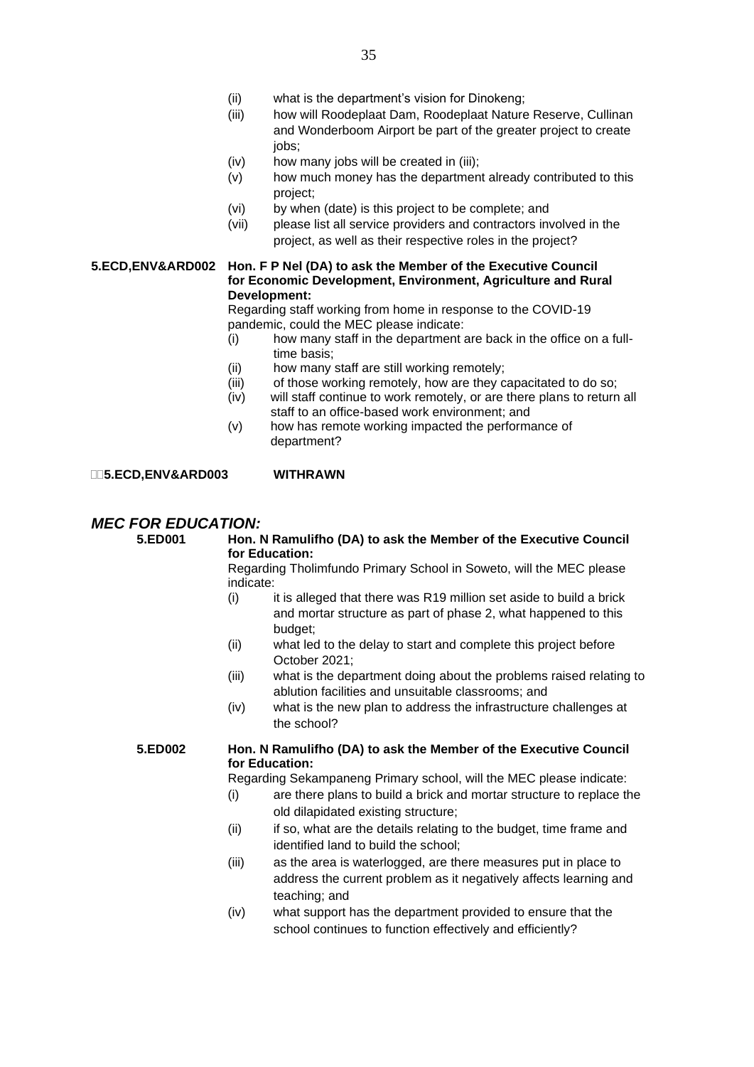(ii) what is the department's vision for Dinokeng;

(iii) how will Roodeplaat Dam, Roodeplaat Nature Reserve, Cullinan and Wonderboom Airport be part of the greater project to create jobs;

(iv) how many jobs will be created in (iii);

(v) how much money has the department already contributed to this project;

(vi) by when (date) is this project to be complete; and

(vii) please list all service providers and contractors involved in the project, as well as their respective roles in the project?

**5.ECD,ENV&ARD002 Hon. F P Nel (DA) to ask the Member of the Executive Council for Economic Development, Environment, Agriculture and Rural Development:**

Regarding staff working from home in response to the COVID-19 pandemic, could the MEC please indicate:

(i) how many staff in the department are back in the office on a full-time basis;

(ii) how many staff are still working remotely;

(iii) of those working remotely, how are they capacitated to do so;

(iv) will staff continue to work remotely, or are there plans to return all staff to an office-based work environment; and

(v) how has remote working impacted the performance of department?

**5.ECD,ENV&ARD003 WITHRAWN**

## *MEC FOR EDUCATION:*

**5.ED001 Hon. N Ramulifho (DA) to ask the Member of the Executive Council for Education:**

Regarding Tholimfundo Primary School in Soweto, will the MEC please indicate:

(i) it is alleged that there was R19 million set aside to build a brick and mortar structure as part of phase 2, what happened to this budget;

(ii) what led to the delay to start and complete this project before October 2021;

(iii) what is the department doing about the problems raised relating to ablution facilities and unsuitable classrooms; and

(iv) what is the new plan to address the infrastructure challenges at the school?

**5.ED002 Hon. N Ramulifho (DA) to ask the Member of the Executive Council for Education:**

Regarding Sekampaneng Primary school, will the MEC please indicate:

(i) are there plans to build a brick and mortar structure to replace the old dilapidated existing structure;

(ii) if so, what are the details relating to the budget, time frame and identified land to build the school;

(iii) as the area is waterlogged, are there measures put in place to address the current problem as it negatively affects learning and teaching; and

(iv) what support has the department provided to ensure that the school continues to function effectively and efficiently?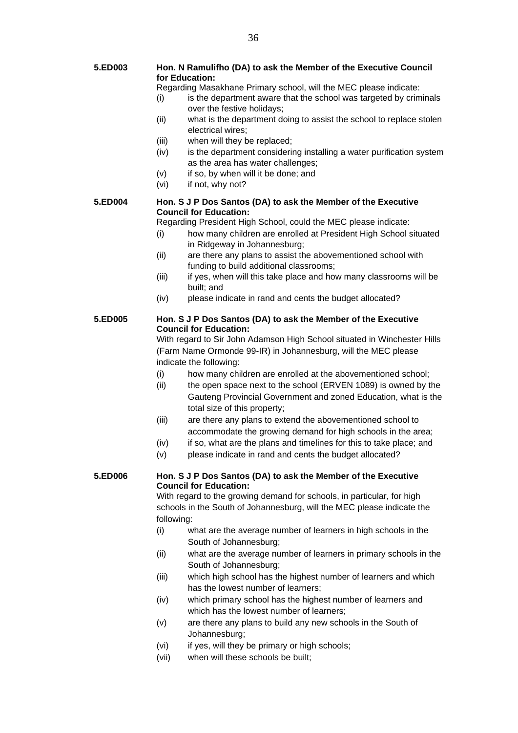**5.ED003** **Hon. N Ramulifho (DA) to ask the Member of the Executive Council for Education:**

Regarding Masakhane Primary school, will the MEC please indicate:

- (i) is the department aware that the school was targeted by criminals over the festive holidays;
- (ii) what is the department doing to assist the school to replace stolen electrical wires;
- (iii) when will they be replaced;
- (iv) is the department considering installing a water purification system as the area has water challenges;
- (v) if so, by when will it be done; and
- (vi) if not, why not?

**5.ED004** **Hon. S J P Dos Santos (DA) to ask the Member of the Executive Council for Education:**

Regarding President High School, could the MEC please indicate:

- (i) how many children are enrolled at President High School situated in Ridgeway in Johannesburg;
- (ii) are there any plans to assist the abovementioned school with funding to build additional classrooms;
- (iii) if yes, when will this take place and how many classrooms will be built; and
- (iv) please indicate in rand and cents the budget allocated?

**5.ED005** **Hon. S J P Dos Santos (DA) to ask the Member of the Executive Council for Education:**

With regard to Sir John Adamson High School situated in Winchester Hills (Farm Name Ormonde 99-IR) in Johannesburg, will the MEC please indicate the following:

- (i) how many children are enrolled at the abovementioned school;
- (ii) the open space next to the school (ERVEN 1089) is owned by the Gauteng Provincial Government and zoned Education, what is the total size of this property;
- (iii) are there any plans to extend the abovementioned school to accommodate the growing demand for high schools in the area;
- (iv) if so, what are the plans and timelines for this to take place; and
- (v) please indicate in rand and cents the budget allocated?

**5.ED006** **Hon. S J P Dos Santos (DA) to ask the Member of the Executive Council for Education:**

With regard to the growing demand for schools, in particular, for high schools in the South of Johannesburg, will the MEC please indicate the following:

- (i) what are the average number of learners in high schools in the South of Johannesburg;
- (ii) what are the average number of learners in primary schools in the South of Johannesburg;
- (iii) which high school has the highest number of learners and which has the lowest number of learners;
- (iv) which primary school has the highest number of learners and which has the lowest number of learners;
- (v) are there any plans to build any new schools in the South of Johannesburg;
- (vi) if yes, will they be primary or high schools;
- (vii) when will these schools be built;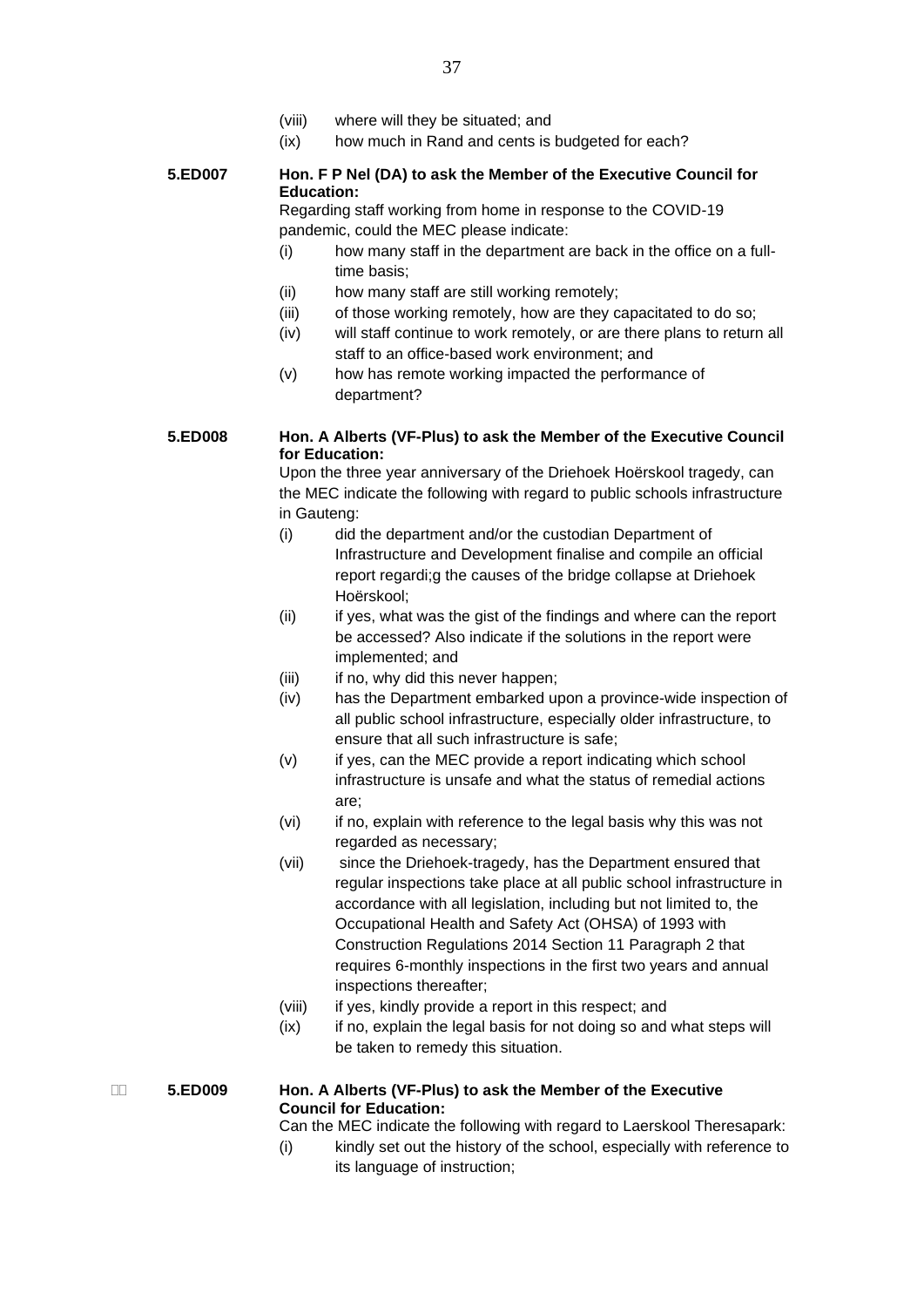(viii) where will they be situated; and

(ix) how much in Rand and cents is budgeted for each?

**5.ED007** **Hon. F P Nel (DA) to ask the Member of the Executive Council for Education:**

Regarding staff working from home in response to the COVID-19 pandemic, could the MEC please indicate:

(i) how many staff in the department are back in the office on a full-time basis;

(ii) how many staff are still working remotely;

(iii) of those working remotely, how are they capacitated to do so;

(iv) will staff continue to work remotely, or are there plans to return all staff to an office-based work environment; and

(v) how has remote working impacted the performance of department?

**5.ED008** **Hon. A Alberts (VF-Plus) to ask the Member of the Executive Council for Education:**

Upon the three year anniversary of the Driehoek Hoërskool tragedy, can the MEC indicate the following with regard to public schools infrastructure in Gauteng:

(i) did the department and/or the custodian Department of Infrastructure and Development finalise and compile an official report regardi;g the causes of the bridge collapse at Driehoek Hoërskool;

(ii) if yes, what was the gist of the findings and where can the report be accessed? Also indicate if the solutions in the report were implemented; and

(iii) if no, why did this never happen;

(iv) has the Department embarked upon a province-wide inspection of all public school infrastructure, especially older infrastructure, to ensure that all such infrastructure is safe;

(v) if yes, can the MEC provide a report indicating which school infrastructure is unsafe and what the status of remedial actions are;

(vi) if no, explain with reference to the legal basis why this was not regarded as necessary;

(vii) since the Driehoek-tragedy, has the Department ensured that regular inspections take place at all public school infrastructure in accordance with all legislation, including but not limited to, the Occupational Health and Safety Act (OHSA) of 1993 with Construction Regulations 2014 Section 11 Paragraph 2 that requires 6-monthly inspections in the first two years and annual inspections thereafter;

(viii) if yes, kindly provide a report in this respect; and

(ix) if no, explain the legal basis for not doing so and what steps will be taken to remedy this situation.

**5.ED009** **Hon. A Alberts (VF-Plus) to ask the Member of the Executive Council for Education:**

Can the MEC indicate the following with regard to Laerskool Theresapark:

(i) kindly set out the history of the school, especially with reference to its language of instruction;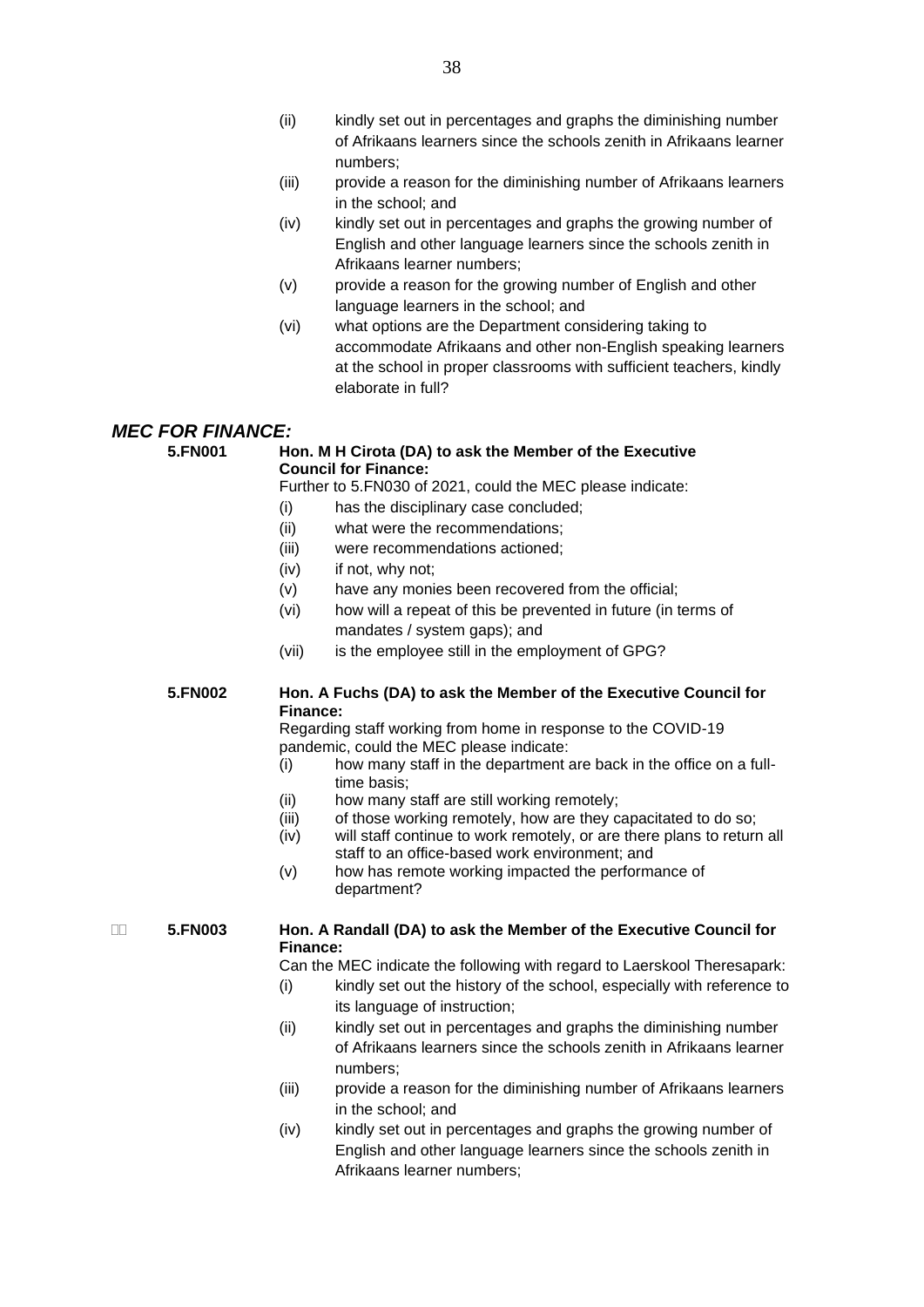(ii) kindly set out in percentages and graphs the diminishing number of Afrikaans learners since the schools zenith in Afrikaans learner numbers;

(iii) provide a reason for the diminishing number of Afrikaans learners in the school; and

(iv) kindly set out in percentages and graphs the growing number of English and other language learners since the schools zenith in Afrikaans learner numbers;

(v) provide a reason for the growing number of English and other language learners in the school; and

(vi) what options are the Department considering taking to accommodate Afrikaans and other non-English speaking learners at the school in proper classrooms with sufficient teachers, kindly elaborate in full?

## *MEC FOR FINANCE:*

**5.FN001** **Hon. M H Cirota (DA) to ask the Member of the Executive Council for Finance:**

Further to 5.FN030 of 2021, could the MEC please indicate:

(i) has the disciplinary case concluded;

(ii) what were the recommendations;

(iii) were recommendations actioned;

(iv) if not, why not;

(v) have any monies been recovered from the official;

(vi) how will a repeat of this be prevented in future (in terms of mandates / system gaps); and

(vii) is the employee still in the employment of GPG?

**5.FN002** **Hon. A Fuchs (DA) to ask the Member of the Executive Council for Finance:**

Regarding staff working from home in response to the COVID-19 pandemic, could the MEC please indicate:

(i) how many staff in the department are back in the office on a full-time basis;

(ii) how many staff are still working remotely;

(iii) of those working remotely, how are they capacitated to do so;

(iv) will staff continue to work remotely, or are there plans to return all staff to an office-based work environment; and

(v) how has remote working impacted the performance of department?

**5.FN003** **Hon. A Randall (DA) to ask the Member of the Executive Council for Finance:**

Can the MEC indicate the following with regard to Laerskool Theresapark:

(i) kindly set out the history of the school, especially with reference to its language of instruction;

(ii) kindly set out in percentages and graphs the diminishing number of Afrikaans learners since the schools zenith in Afrikaans learner numbers;

(iii) provide a reason for the diminishing number of Afrikaans learners in the school; and

(iv) kindly set out in percentages and graphs the growing number of English and other language learners since the schools zenith in Afrikaans learner numbers;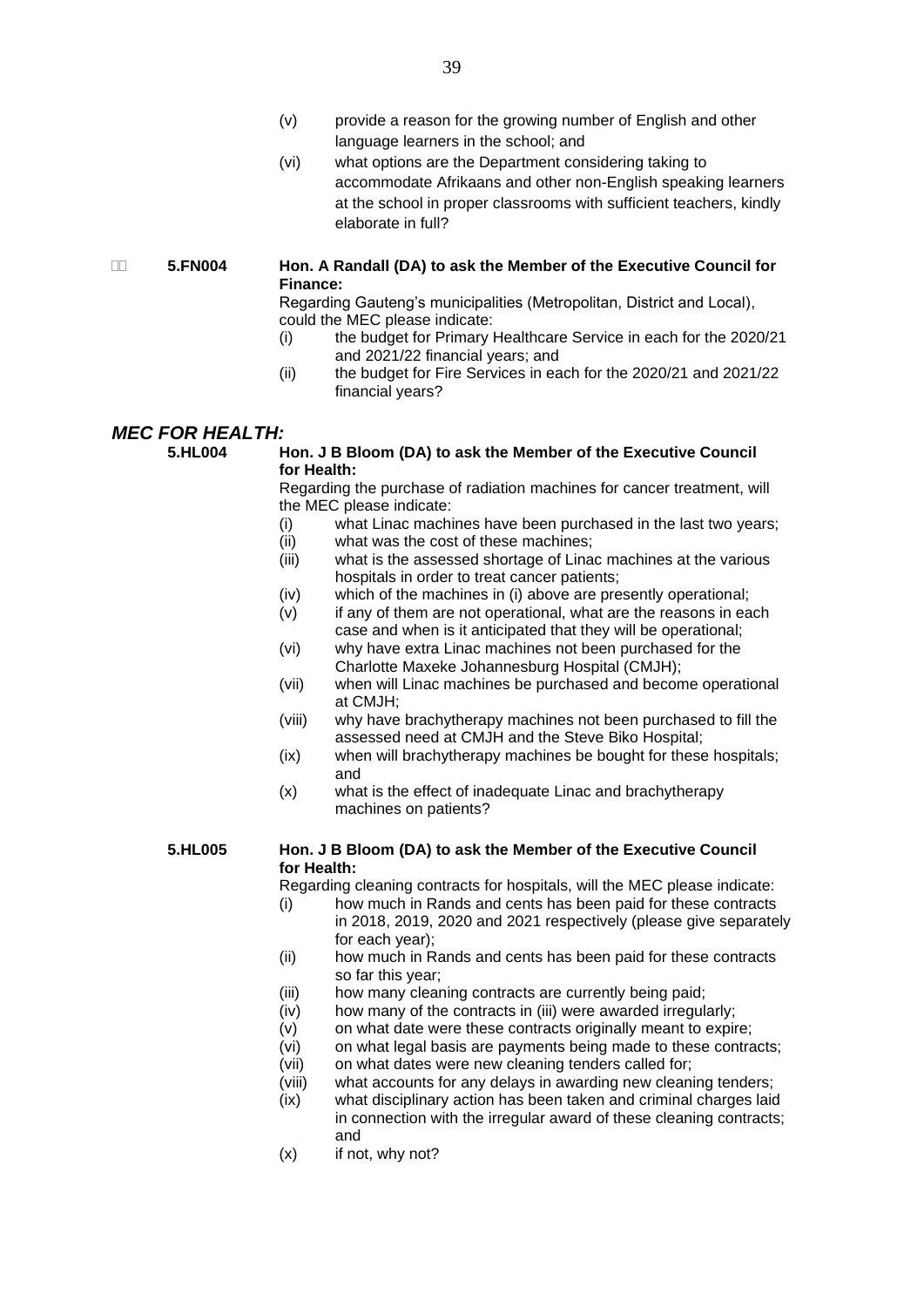(v) provide a reason for the growing number of English and other language learners in the school; and

(vi) what options are the Department considering taking to accommodate Afrikaans and other non-English speaking learners at the school in proper classrooms with sufficient teachers, kindly elaborate in full?

**5.FN004 Hon. A Randall (DA) to ask the Member of the Executive Council for Finance:**

Regarding Gauteng's municipalities (Metropolitan, District and Local), could the MEC please indicate:

(i) the budget for Primary Healthcare Service in each for the 2020/21 and 2021/22 financial years; and

(ii) the budget for Fire Services in each for the 2020/21 and 2021/22 financial years?

## *MEC FOR HEALTH:*

**5.HL004 Hon. J B Bloom (DA) to ask the Member of the Executive Council for Health:**

Regarding the purchase of radiation machines for cancer treatment, will the MEC please indicate:

(i) what Linac machines have been purchased in the last two years;

(ii) what was the cost of these machines;

(iii) what is the assessed shortage of Linac machines at the various hospitals in order to treat cancer patients;

(iv) which of the machines in (i) above are presently operational;

(v) if any of them are not operational, what are the reasons in each case and when is it anticipated that they will be operational;

(vi) why have extra Linac machines not been purchased for the Charlotte Maxeke Johannesburg Hospital (CMJH);

(vii) when will Linac machines be purchased and become operational at CMJH;

(viii) why have brachytherapy machines not been purchased to fill the assessed need at CMJH and the Steve Biko Hospital;

(ix) when will brachytherapy machines be bought for these hospitals; and

(x) what is the effect of inadequate Linac and brachytherapy machines on patients?

**5.HL005 Hon. J B Bloom (DA) to ask the Member of the Executive Council for Health:**

Regarding cleaning contracts for hospitals, will the MEC please indicate:

(i) how much in Rands and cents has been paid for these contracts in 2018, 2019, 2020 and 2021 respectively (please give separately for each year);

(ii) how much in Rands and cents has been paid for these contracts so far this year;

(iii) how many cleaning contracts are currently being paid;

(iv) how many of the contracts in (iii) were awarded irregularly;

(v) on what date were these contracts originally meant to expire;

(vi) on what legal basis are payments being made to these contracts;

(vii) on what dates were new cleaning tenders called for;

(viii) what accounts for any delays in awarding new cleaning tenders;

(ix) what disciplinary action has been taken and criminal charges laid in connection with the irregular award of these cleaning contracts; and

(x) if not, why not?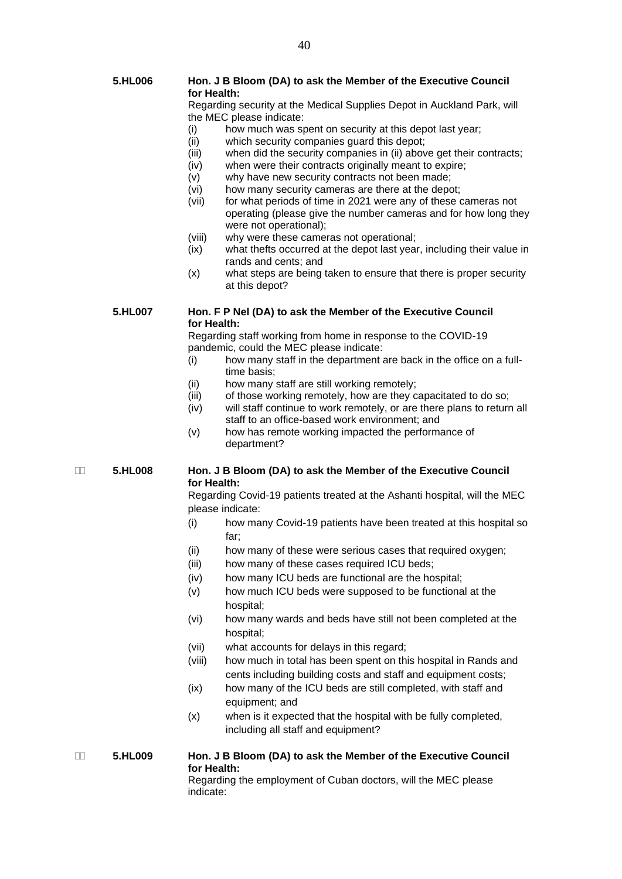**5.HL006** **Hon. J B Bloom (DA) to ask the Member of the Executive Council for Health:**

Regarding security at the Medical Supplies Depot in Auckland Park, will the MEC please indicate:

(i) how much was spent on security at this depot last year;
(ii) which security companies guard this depot;
(iii) when did the security companies in (ii) above get their contracts;
(iv) when were their contracts originally meant to expire;
(v) why have new security contracts not been made;
(vi) how many security cameras are there at the depot;
(vii) for what periods of time in 2021 were any of these cameras not operating (please give the number cameras and for how long they were not operational);
(viii) why were these cameras not operational;
(ix) what thefts occurred at the depot last year, including their value in rands and cents; and
(x) what steps are being taken to ensure that there is proper security at this depot?

**5.HL007** **Hon. F P Nel (DA) to ask the Member of the Executive Council for Health:**

Regarding staff working from home in response to the COVID-19 pandemic, could the MEC please indicate:

(i) how many staff in the department are back in the office on a full-time basis;
(ii) how many staff are still working remotely;
(iii) of those working remotely, how are they capacitated to do so;
(iv) will staff continue to work remotely, or are there plans to return all staff to an office-based work environment; and
(v) how has remote working impacted the performance of department?

**5.HL008** **Hon. J B Bloom (DA) to ask the Member of the Executive Council for Health:**

Regarding Covid-19 patients treated at the Ashanti hospital, will the MEC please indicate:

(i) how many Covid-19 patients have been treated at this hospital so far;
(ii) how many of these were serious cases that required oxygen;
(iii) how many of these cases required ICU beds;
(iv) how many ICU beds are functional are the hospital;
(v) how much ICU beds were supposed to be functional at the hospital;
(vi) how many wards and beds have still not been completed at the hospital;
(vii) what accounts for delays in this regard;
(viii) how much in total has been spent on this hospital in Rands and cents including building costs and staff and equipment costs;
(ix) how many of the ICU beds are still completed, with staff and equipment; and
(x) when is it expected that the hospital with be fully completed, including all staff and equipment?

**5.HL009** **Hon. J B Bloom (DA) to ask the Member of the Executive Council for Health:**

Regarding the employment of Cuban doctors, will the MEC please indicate: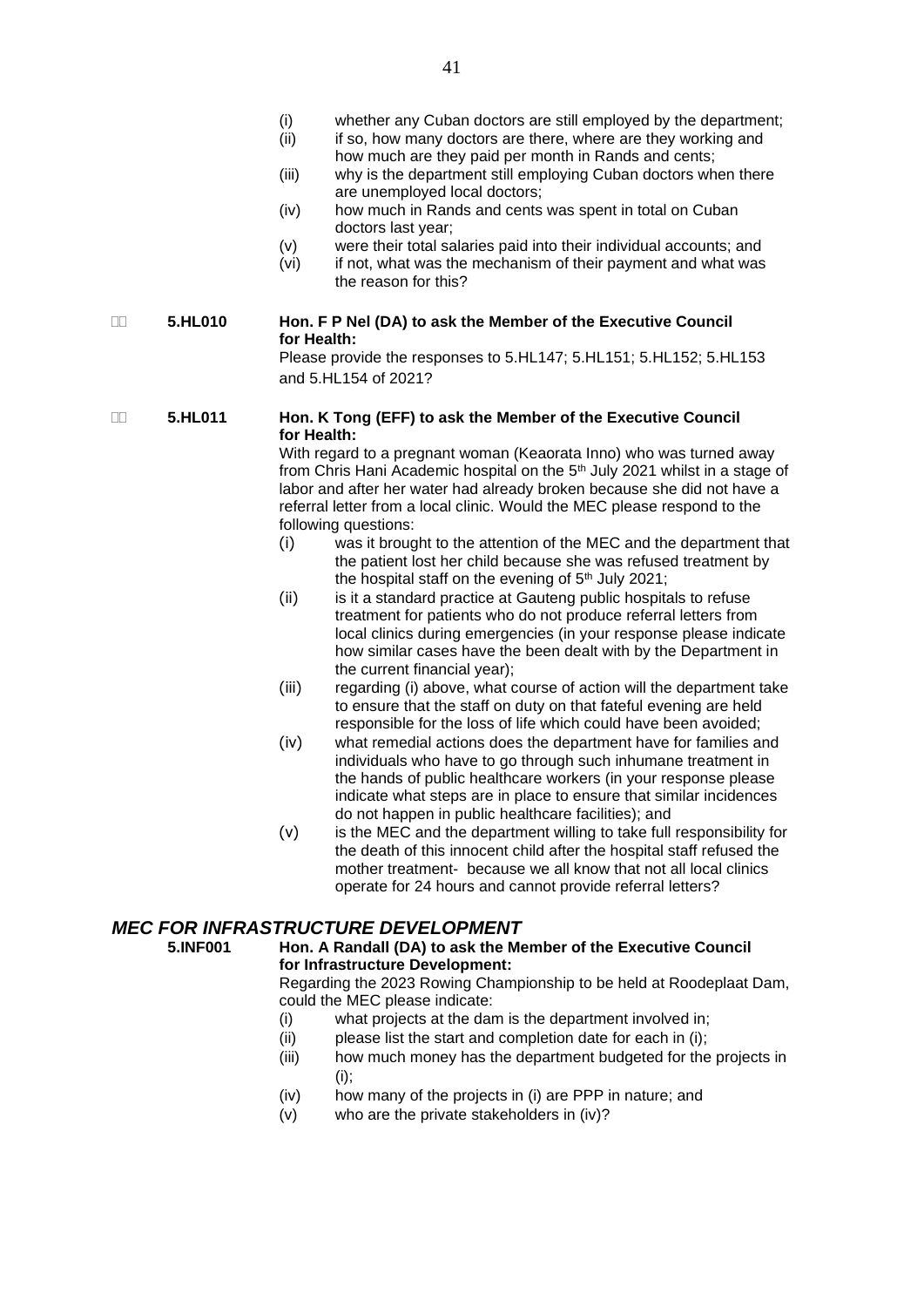(i) whether any Cuban doctors are still employed by the department;
(ii) if so, how many doctors are there, where are they working and how much are they paid per month in Rands and cents;
(iii) why is the department still employing Cuban doctors when there are unemployed local doctors;
(iv) how much in Rands and cents was spent in total on Cuban doctors last year;
(v) were their total salaries paid into their individual accounts; and
(vi) if not, what was the mechanism of their payment and what was the reason for this?

**5.HL010** **Hon. F P Nel (DA) to ask the Member of the Executive Council for Health:**

Please provide the responses to 5.HL147; 5.HL151; 5.HL152; 5.HL153 and 5.HL154 of 2021?

**5.HL011** **Hon. K Tong (EFF) to ask the Member of the Executive Council for Health:**

With regard to a pregnant woman (Keaorata Inno) who was turned away from Chris Hani Academic hospital on the 5th July 2021 whilst in a stage of labor and after her water had already broken because she did not have a referral letter from a local clinic. Would the MEC please respond to the following questions:

(i) was it brought to the attention of the MEC and the department that the patient lost her child because she was refused treatment by the hospital staff on the evening of 5th July 2021;
(ii) is it a standard practice at Gauteng public hospitals to refuse treatment for patients who do not produce referral letters from local clinics during emergencies (in your response please indicate how similar cases have the been dealt with by the Department in the current financial year);
(iii) regarding (i) above, what course of action will the department take to ensure that the staff on duty on that fateful evening are held responsible for the loss of life which could have been avoided;
(iv) what remedial actions does the department have for families and individuals who have to go through such inhumane treatment in the hands of public healthcare workers (in your response please indicate what steps are in place to ensure that similar incidences do not happen in public healthcare facilities); and
(v) is the MEC and the department willing to take full responsibility for the death of this innocent child after the hospital staff refused the mother treatment- because we all know that not all local clinics operate for 24 hours and cannot provide referral letters?

## *MEC FOR INFRASTRUCTURE DEVELOPMENT*

**5.INF001** **Hon. A Randall (DA) to ask the Member of the Executive Council for Infrastructure Development:**

Regarding the 2023 Rowing Championship to be held at Roodeplaat Dam, could the MEC please indicate:

(i) what projects at the dam is the department involved in;
(ii) please list the start and completion date for each in (i);
(iii) how much money has the department budgeted for the projects in (i);
(iv) how many of the projects in (i) are PPP in nature; and
(v) who are the private stakeholders in (iv)?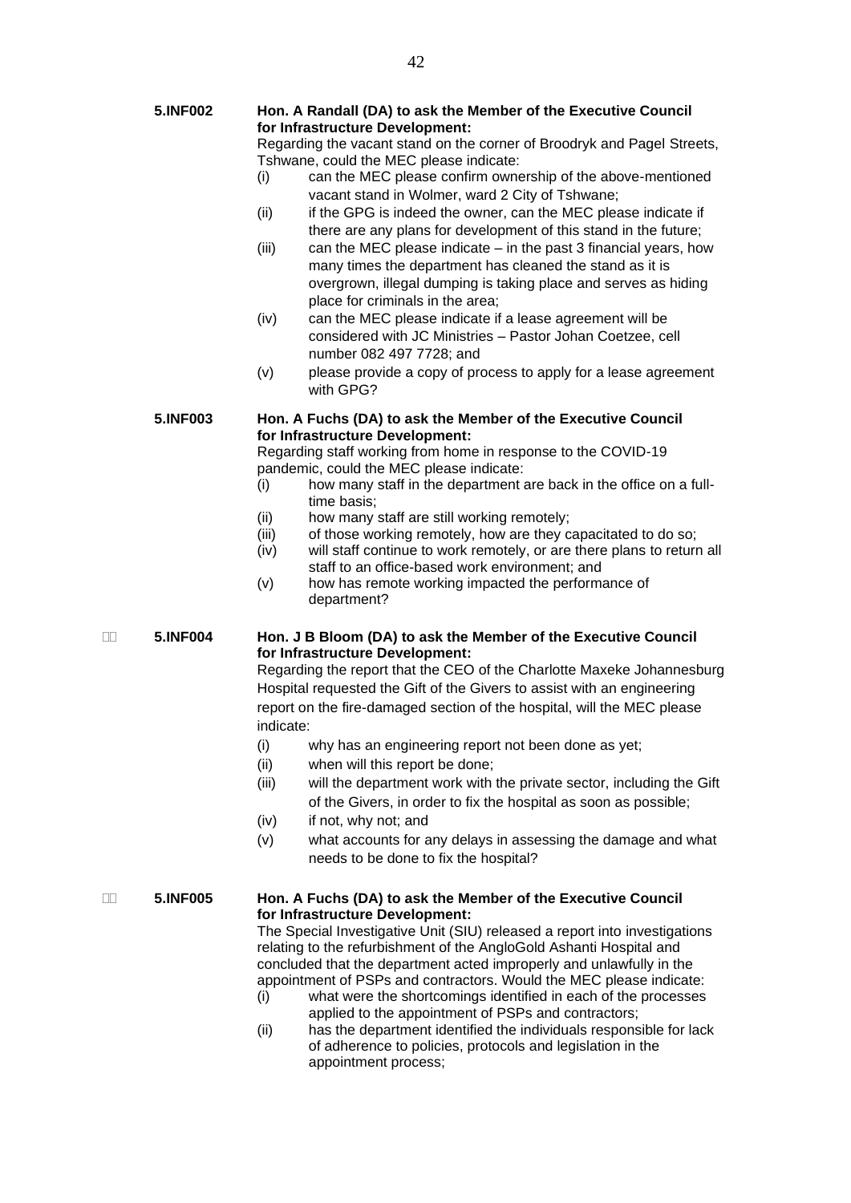**5.INF002** **Hon. A Randall (DA) to ask the Member of the Executive Council for Infrastructure Development:**

Regarding the vacant stand on the corner of Broodryk and Pagel Streets, Tshwane, could the MEC please indicate:

(i) can the MEC please confirm ownership of the above-mentioned vacant stand in Wolmer, ward 2 City of Tshwane;

(ii) if the GPG is indeed the owner, can the MEC please indicate if there are any plans for development of this stand in the future;

(iii) can the MEC please indicate – in the past 3 financial years, how many times the department has cleaned the stand as it is overgrown, illegal dumping is taking place and serves as hiding place for criminals in the area;

(iv) can the MEC please indicate if a lease agreement will be considered with JC Ministries – Pastor Johan Coetzee, cell number 082 497 7728; and

(v) please provide a copy of process to apply for a lease agreement with GPG?

**5.INF003** **Hon. A Fuchs (DA) to ask the Member of the Executive Council for Infrastructure Development:**

Regarding staff working from home in response to the COVID-19 pandemic, could the MEC please indicate:

(i) how many staff in the department are back in the office on a full-time basis;

(ii) how many staff are still working remotely;

(iii) of those working remotely, how are they capacitated to do so;

(iv) will staff continue to work remotely, or are there plans to return all staff to an office-based work environment; and

(v) how has remote working impacted the performance of department?

**5.INF004** **Hon. J B Bloom (DA) to ask the Member of the Executive Council for Infrastructure Development:**

Regarding the report that the CEO of the Charlotte Maxeke Johannesburg Hospital requested the Gift of the Givers to assist with an engineering report on the fire-damaged section of the hospital, will the MEC please indicate:

(i) why has an engineering report not been done as yet;

(ii) when will this report be done;

(iii) will the department work with the private sector, including the Gift of the Givers, in order to fix the hospital as soon as possible;

(iv) if not, why not; and

(v) what accounts for any delays in assessing the damage and what needs to be done to fix the hospital?

**5.INF005** **Hon. A Fuchs (DA) to ask the Member of the Executive Council for Infrastructure Development:**

The Special Investigative Unit (SIU) released a report into investigations relating to the refurbishment of the AngloGold Ashanti Hospital and concluded that the department acted improperly and unlawfully in the appointment of PSPs and contractors. Would the MEC please indicate:

(i) what were the shortcomings identified in each of the processes applied to the appointment of PSPs and contractors;

(ii) has the department identified the individuals responsible for lack of adherence to policies, protocols and legislation in the appointment process;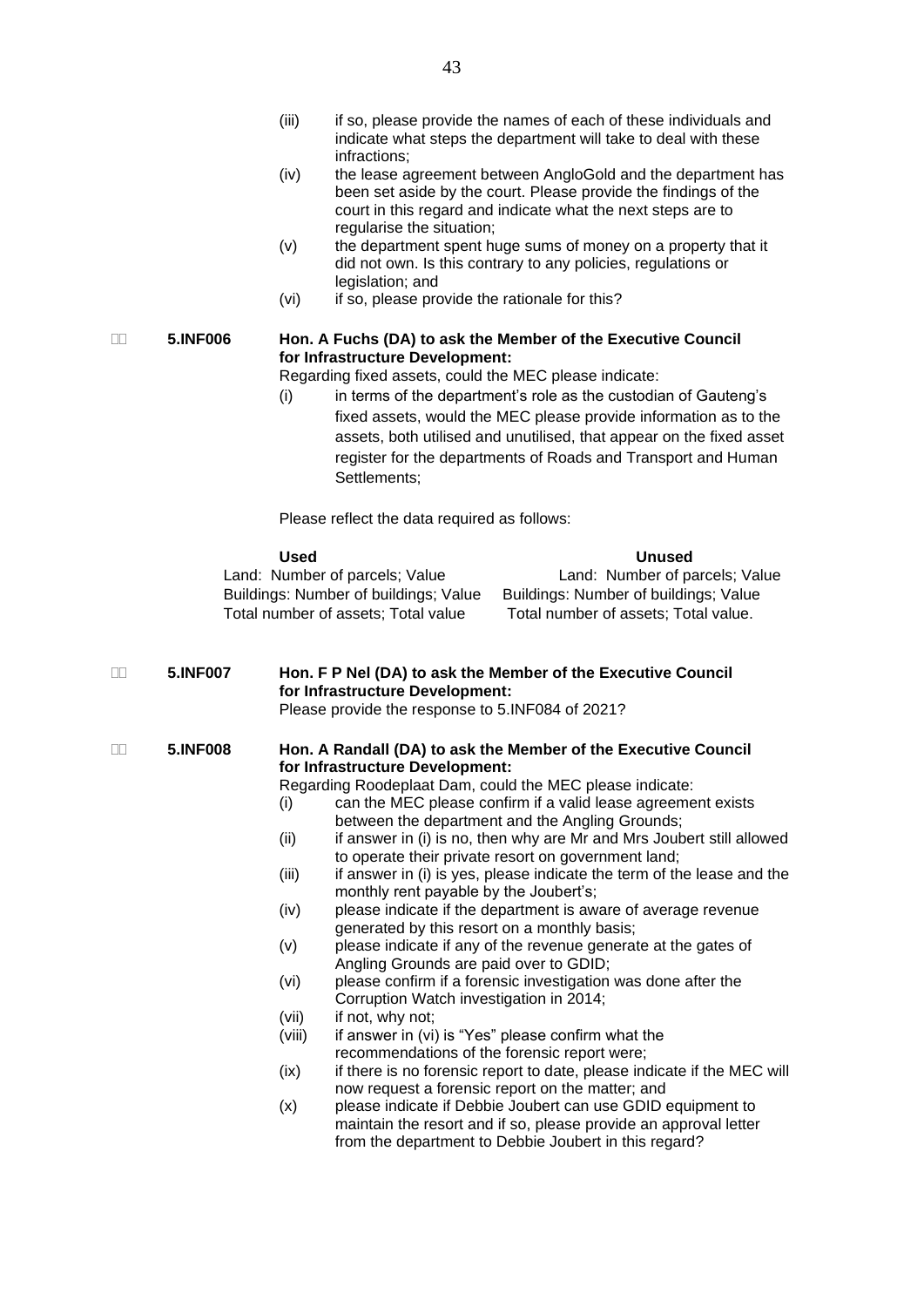(iii) if so, please provide the names of each of these individuals and indicate what steps the department will take to deal with these infractions;

(iv) the lease agreement between AngloGold and the department has been set aside by the court. Please provide the findings of the court in this regard and indicate what the next steps are to regularise the situation;

(v) the department spent huge sums of money on a property that it did not own. Is this contrary to any policies, regulations or legislation; and

(vi) if so, please provide the rationale for this?

**5.INF006** **Hon. A Fuchs (DA) to ask the Member of the Executive Council for Infrastructure Development:**

Regarding fixed assets, could the MEC please indicate:

(i) in terms of the department's role as the custodian of Gauteng's fixed assets, would the MEC please provide information as to the assets, both utilised and unutilised, that appear on the fixed asset register for the departments of Roads and Transport and Human Settlements;

Please reflect the data required as follows:

| **Used** | **Unused** |
| --- | --- |
| Land: Number of parcels; Value | Land: Number of parcels; Value |
| Buildings: Number of buildings; Value | Buildings: Number of buildings; Value |
| Total number of assets; Total value | Total number of assets; Total value. |

**5.INF007** **Hon. F P Nel (DA) to ask the Member of the Executive Council for Infrastructure Development:**

Please provide the response to 5.INF084 of 2021?

**5.INF008** **Hon. A Randall (DA) to ask the Member of the Executive Council for Infrastructure Development:**

Regarding Roodeplaat Dam, could the MEC please indicate:

(i) can the MEC please confirm if a valid lease agreement exists between the department and the Angling Grounds;

(ii) if answer in (i) is no, then why are Mr and Mrs Joubert still allowed to operate their private resort on government land;

(iii) if answer in (i) is yes, please indicate the term of the lease and the monthly rent payable by the Joubert's;

(iv) please indicate if the department is aware of average revenue generated by this resort on a monthly basis;

(v) please indicate if any of the revenue generate at the gates of Angling Grounds are paid over to GDID;

(vi) please confirm if a forensic investigation was done after the Corruption Watch investigation in 2014;

(vii) if not, why not;

(viii) if answer in (vi) is "Yes" please confirm what the recommendations of the forensic report were;

(ix) if there is no forensic report to date, please indicate if the MEC will now request a forensic report on the matter; and

(x) please indicate if Debbie Joubert can use GDID equipment to maintain the resort and if so, please provide an approval letter from the department to Debbie Joubert in this regard?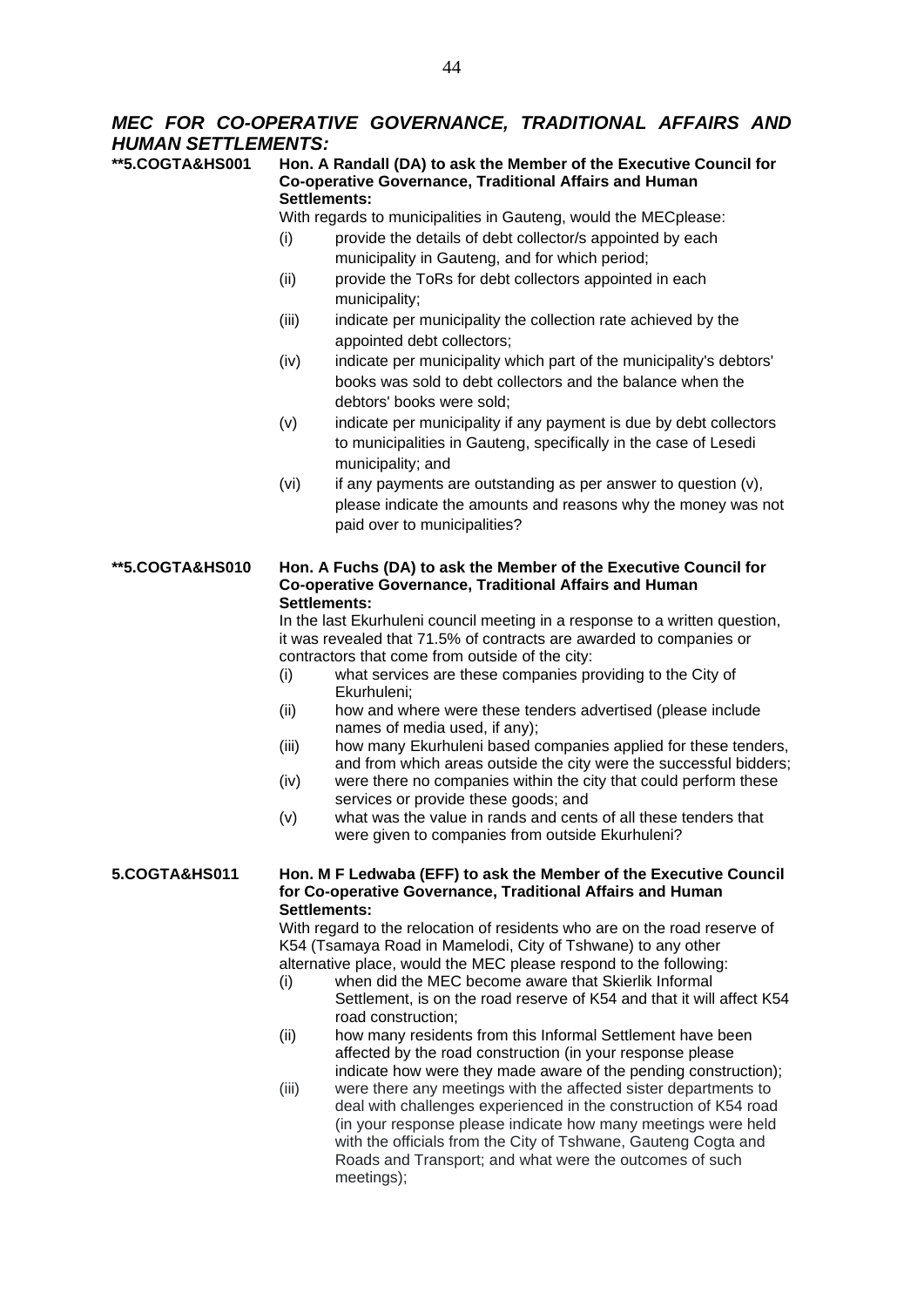## *MEC FOR CO-OPERATIVE GOVERNANCE, TRADITIONAL AFFAIRS AND HUMAN SETTLEMENTS:*

**\*\*5.COGTA&HS001 Hon. A Randall (DA) to ask the Member of the Executive Council for Co-operative Governance, Traditional Affairs and Human Settlements:**

With regards to municipalities in Gauteng, would the MECplease:

(i) provide the details of debt collector/s appointed by each municipality in Gauteng, and for which period;

(ii) provide the ToRs for debt collectors appointed in each municipality;

(iii) indicate per municipality the collection rate achieved by the appointed debt collectors;

(iv) indicate per municipality which part of the municipality's debtors' books was sold to debt collectors and the balance when the debtors' books were sold;

(v) indicate per municipality if any payment is due by debt collectors to municipalities in Gauteng, specifically in the case of Lesedi municipality; and

(vi) if any payments are outstanding as per answer to question (v), please indicate the amounts and reasons why the money was not paid over to municipalities?

**\*\*5.COGTA&HS010 Hon. A Fuchs (DA) to ask the Member of the Executive Council for Co-operative Governance, Traditional Affairs and Human Settlements:**

In the last Ekurhuleni council meeting in a response to a written question, it was revealed that 71.5% of contracts are awarded to companies or contractors that come from outside of the city:

(i) what services are these companies providing to the City of Ekurhuleni;

(ii) how and where were these tenders advertised (please include names of media used, if any);

(iii) how many Ekurhuleni based companies applied for these tenders, and from which areas outside the city were the successful bidders;

(iv) were there no companies within the city that could perform these services or provide these goods; and

(v) what was the value in rands and cents of all these tenders that were given to companies from outside Ekurhuleni?

**5.COGTA&HS011 Hon. M F Ledwaba (EFF) to ask the Member of the Executive Council for Co-operative Governance, Traditional Affairs and Human Settlements:**

With regard to the relocation of residents who are on the road reserve of K54 (Tsamaya Road in Mamelodi, City of Tshwane) to any other alternative place, would the MEC please respond to the following:

(i) when did the MEC become aware that Skierlik Informal Settlement, is on the road reserve of K54 and that it will affect K54 road construction;

(ii) how many residents from this Informal Settlement have been affected by the road construction (in your response please indicate how were they made aware of the pending construction);

(iii) were there any meetings with the affected sister departments to deal with challenges experienced in the construction of K54 road (in your response please indicate how many meetings were held with the officials from the City of Tshwane, Gauteng Cogta and Roads and Transport; and what were the outcomes of such meetings);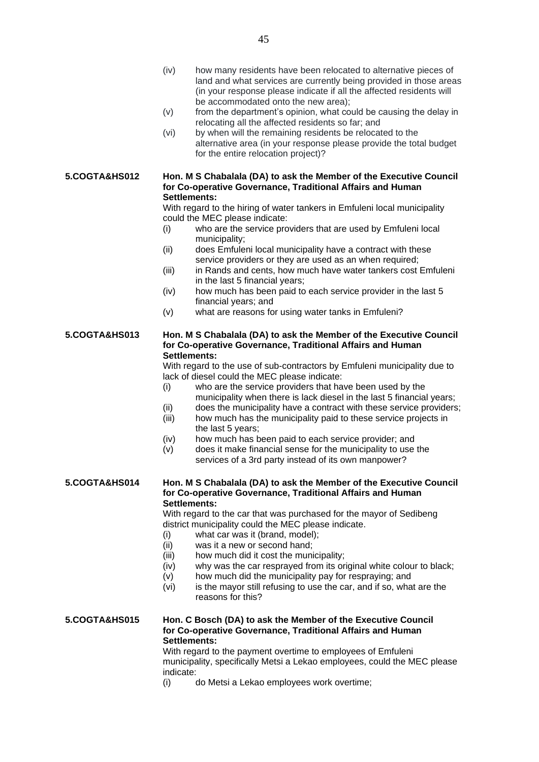(iv) how many residents have been relocated to alternative pieces of land and what services are currently being provided in those areas (in your response please indicate if all the affected residents will be accommodated onto the new area);

(v) from the department's opinion, what could be causing the delay in relocating all the affected residents so far; and

(vi) by when will the remaining residents be relocated to the alternative area (in your response please provide the total budget for the entire relocation project)?

**5.COGTA&HS012** **Hon. M S Chabalala (DA) to ask the Member of the Executive Council for Co-operative Governance, Traditional Affairs and Human Settlements:**

With regard to the hiring of water tankers in Emfuleni local municipality could the MEC please indicate:

(i) who are the service providers that are used by Emfuleni local municipality;

(ii) does Emfuleni local municipality have a contract with these service providers or they are used as an when required;

(iii) in Rands and cents, how much have water tankers cost Emfuleni in the last 5 financial years;

(iv) how much has been paid to each service provider in the last 5 financial years; and

(v) what are reasons for using water tanks in Emfuleni?

**5.COGTA&HS013** **Hon. M S Chabalala (DA) to ask the Member of the Executive Council for Co-operative Governance, Traditional Affairs and Human Settlements:**

With regard to the use of sub-contractors by Emfuleni municipality due to lack of diesel could the MEC please indicate:

(i) who are the service providers that have been used by the municipality when there is lack diesel in the last 5 financial years;

(ii) does the municipality have a contract with these service providers;

(iii) how much has the municipality paid to these service projects in the last 5 years;

(iv) how much has been paid to each service provider; and

(v) does it make financial sense for the municipality to use the services of a 3rd party instead of its own manpower?

**5.COGTA&HS014** **Hon. M S Chabalala (DA) to ask the Member of the Executive Council for Co-operative Governance, Traditional Affairs and Human Settlements:**

With regard to the car that was purchased for the mayor of Sedibeng district municipality could the MEC please indicate.

(i) what car was it (brand, model);

(ii) was it a new or second hand;

(iii) how much did it cost the municipality;

(iv) why was the car resprayed from its original white colour to black;

(v) how much did the municipality pay for respraying; and

(vi) is the mayor still refusing to use the car, and if so, what are the reasons for this?

**5.COGTA&HS015** **Hon. C Bosch (DA) to ask the Member of the Executive Council for Co-operative Governance, Traditional Affairs and Human Settlements:**

With regard to the payment overtime to employees of Emfuleni municipality, specifically Metsi a Lekao employees, could the MEC please indicate:

(i) do Metsi a Lekao employees work overtime;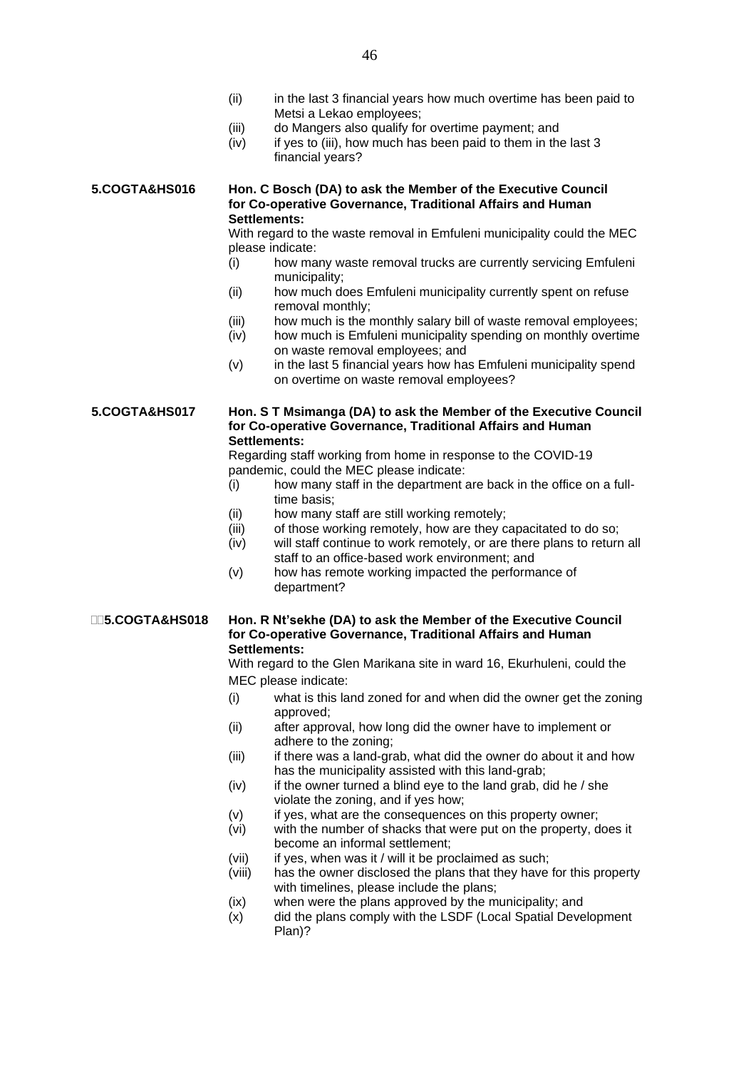(ii) in the last 3 financial years how much overtime has been paid to Metsi a Lekao employees;

(iii) do Mangers also qualify for overtime payment; and

(iv) if yes to (iii), how much has been paid to them in the last 3 financial years?

**5.COGTA&HS016** **Hon. C Bosch (DA) to ask the Member of the Executive Council for Co-operative Governance, Traditional Affairs and Human Settlements:**

With regard to the waste removal in Emfuleni municipality could the MEC please indicate:

(i) how many waste removal trucks are currently servicing Emfuleni municipality;

(ii) how much does Emfuleni municipality currently spent on refuse removal monthly;

(iii) how much is the monthly salary bill of waste removal employees;

(iv) how much is Emfuleni municipality spending on monthly overtime on waste removal employees; and

(v) in the last 5 financial years how has Emfuleni municipality spend on overtime on waste removal employees?

**5.COGTA&HS017** **Hon. S T Msimanga (DA) to ask the Member of the Executive Council for Co-operative Governance, Traditional Affairs and Human Settlements:**

Regarding staff working from home in response to the COVID-19 pandemic, could the MEC please indicate:

(i) how many staff in the department are back in the office on a full-time basis;

(ii) how many staff are still working remotely;

(iii) of those working remotely, how are they capacitated to do so;

(iv) will staff continue to work remotely, or are there plans to return all staff to an office-based work environment; and

(v) how has remote working impacted the performance of department?

**5.COGTA&HS018** **Hon. R Nt'sekhe (DA) to ask the Member of the Executive Council for Co-operative Governance, Traditional Affairs and Human Settlements:**

With regard to the Glen Marikana site in ward 16, Ekurhuleni, could the MEC please indicate:

(i) what is this land zoned for and when did the owner get the zoning approved;

(ii) after approval, how long did the owner have to implement or adhere to the zoning;

(iii) if there was a land-grab, what did the owner do about it and how has the municipality assisted with this land-grab;

(iv) if the owner turned a blind eye to the land grab, did he / she violate the zoning, and if yes how;

(v) if yes, what are the consequences on this property owner;

(vi) with the number of shacks that were put on the property, does it become an informal settlement;

(vii) if yes, when was it / will it be proclaimed as such;

(viii) has the owner disclosed the plans that they have for this property with timelines, please include the plans;

(ix) when were the plans approved by the municipality; and

(x) did the plans comply with the LSDF (Local Spatial Development Plan)?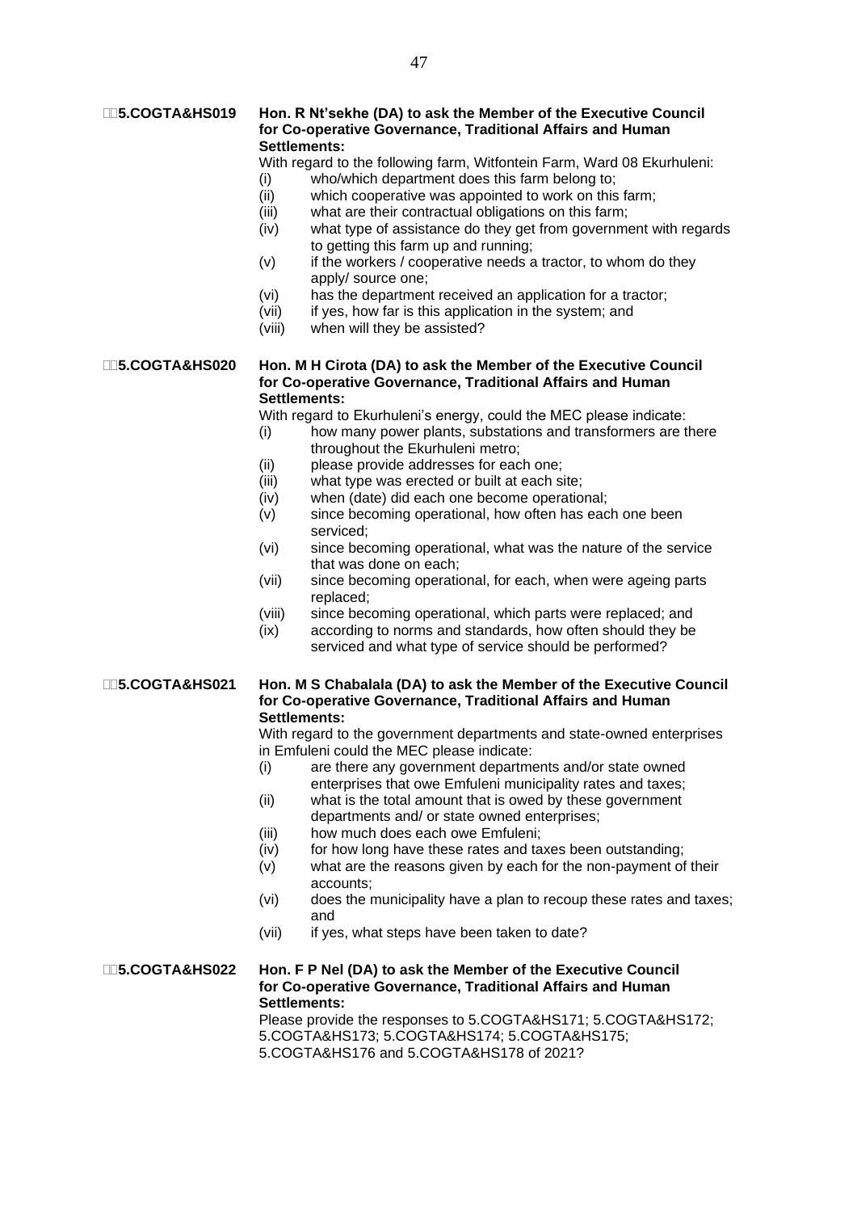**5.COGTA&HS019 Hon. R Nt'sekhe (DA) to ask the Member of the Executive Council for Co-operative Governance, Traditional Affairs and Human Settlements:**

With regard to the following farm, Witfontein Farm, Ward 08 Ekurhuleni:

- (i) who/which department does this farm belong to;
- (ii) which cooperative was appointed to work on this farm;
- (iii) what are their contractual obligations on this farm;
- (iv) what type of assistance do they get from government with regards to getting this farm up and running;
- (v) if the workers / cooperative needs a tractor, to whom do they apply/ source one;
- (vi) has the department received an application for a tractor;
- (vii) if yes, how far is this application in the system; and
- (viii) when will they be assisted?

**5.COGTA&HS020 Hon. M H Cirota (DA) to ask the Member of the Executive Council for Co-operative Governance, Traditional Affairs and Human Settlements:**

With regard to Ekurhuleni's energy, could the MEC please indicate:

- (i) how many power plants, substations and transformers are there throughout the Ekurhuleni metro;
- (ii) please provide addresses for each one;
- (iii) what type was erected or built at each site;
- (iv) when (date) did each one become operational;
- (v) since becoming operational, how often has each one been serviced;
- (vi) since becoming operational, what was the nature of the service that was done on each;
- (vii) since becoming operational, for each, when were ageing parts replaced;
- (viii) since becoming operational, which parts were replaced; and
- (ix) according to norms and standards, how often should they be serviced and what type of service should be performed?

**5.COGTA&HS021 Hon. M S Chabalala (DA) to ask the Member of the Executive Council for Co-operative Governance, Traditional Affairs and Human Settlements:**

With regard to the government departments and state-owned enterprises in Emfuleni could the MEC please indicate:

- (i) are there any government departments and/or state owned enterprises that owe Emfuleni municipality rates and taxes;
- (ii) what is the total amount that is owed by these government departments and/ or state owned enterprises;
- (iii) how much does each owe Emfuleni;
- (iv) for how long have these rates and taxes been outstanding;
- (v) what are the reasons given by each for the non-payment of their accounts;
- (vi) does the municipality have a plan to recoup these rates and taxes; and
- (vii) if yes, what steps have been taken to date?

**5.COGTA&HS022 Hon. F P Nel (DA) to ask the Member of the Executive Council for Co-operative Governance, Traditional Affairs and Human Settlements:**

Please provide the responses to 5.COGTA&HS171; 5.COGTA&HS172; 5.COGTA&HS173; 5.COGTA&HS174; 5.COGTA&HS175; 5.COGTA&HS176 and 5.COGTA&HS178 of 2021?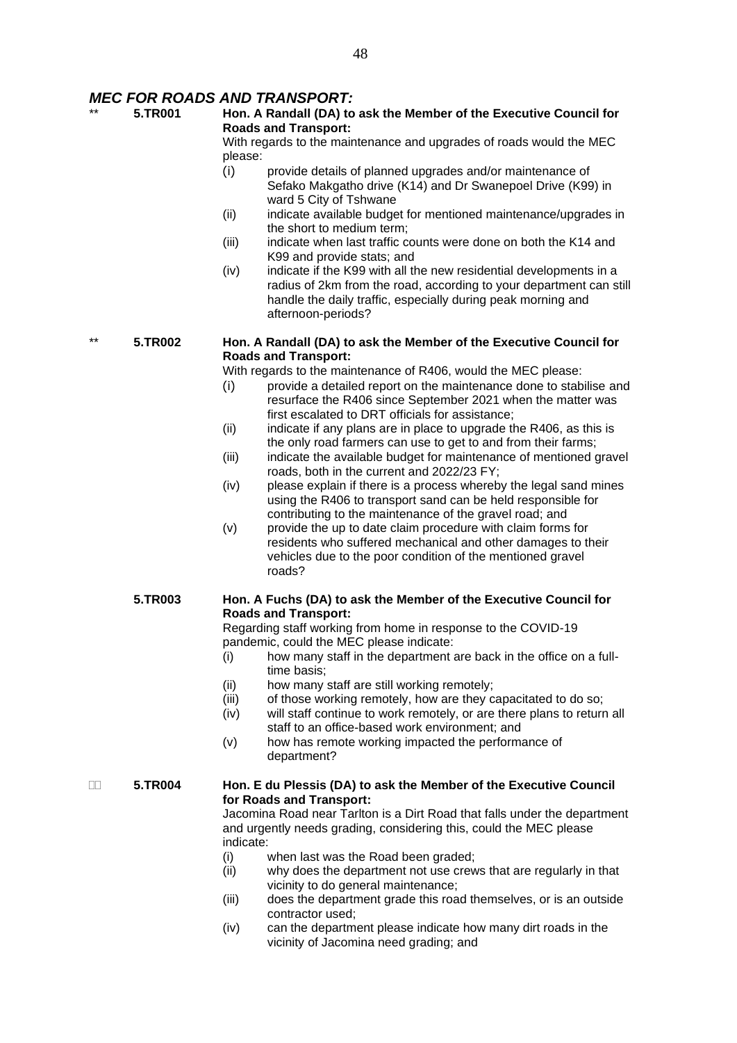## *MEC FOR ROADS AND TRANSPORT:*

** **5.TR001** **Hon. A Randall (DA) to ask the Member of the Executive Council for Roads and Transport:**

With regards to the maintenance and upgrades of roads would the MEC please:

- (i) provide details of planned upgrades and/or maintenance of Sefako Makgatho drive (K14) and Dr Swanepoel Drive (K99) in ward 5 City of Tshwane
- (ii) indicate available budget for mentioned maintenance/upgrades in the short to medium term;
- (iii) indicate when last traffic counts were done on both the K14 and K99 and provide stats; and
- (iv) indicate if the K99 with all the new residential developments in a radius of 2km from the road, according to your department can still handle the daily traffic, especially during peak morning and afternoon-periods?

** **5.TR002** **Hon. A Randall (DA) to ask the Member of the Executive Council for Roads and Transport:**

With regards to the maintenance of R406, would the MEC please:

- (i) provide a detailed report on the maintenance done to stabilise and resurface the R406 since September 2021 when the matter was first escalated to DRT officials for assistance;
- (ii) indicate if any plans are in place to upgrade the R406, as this is the only road farmers can use to get to and from their farms;
- (iii) indicate the available budget for maintenance of mentioned gravel roads, both in the current and 2022/23 FY;
- (iv) please explain if there is a process whereby the legal sand mines using the R406 to transport sand can be held responsible for contributing to the maintenance of the gravel road; and
- (v) provide the up to date claim procedure with claim forms for residents who suffered mechanical and other damages to their vehicles due to the poor condition of the mentioned gravel roads?

**5.TR003** **Hon. A Fuchs (DA) to ask the Member of the Executive Council for Roads and Transport:**

Regarding staff working from home in response to the COVID-19 pandemic, could the MEC please indicate:

- (i) how many staff in the department are back in the office on a full-time basis;
- (ii) how many staff are still working remotely;
- (iii) of those working remotely, how are they capacitated to do so;
- (iv) will staff continue to work remotely, or are there plans to return all staff to an office-based work environment; and
- (v) how has remote working impacted the performance of department?

**5.TR004** **Hon. E du Plessis (DA) to ask the Member of the Executive Council for Roads and Transport:**

Jacomina Road near Tarlton is a Dirt Road that falls under the department and urgently needs grading, considering this, could the MEC please indicate:

- (i) when last was the Road been graded;
- (ii) why does the department not use crews that are regularly in that vicinity to do general maintenance;
- (iii) does the department grade this road themselves, or is an outside contractor used;
- (iv) can the department please indicate how many dirt roads in the vicinity of Jacomina need grading; and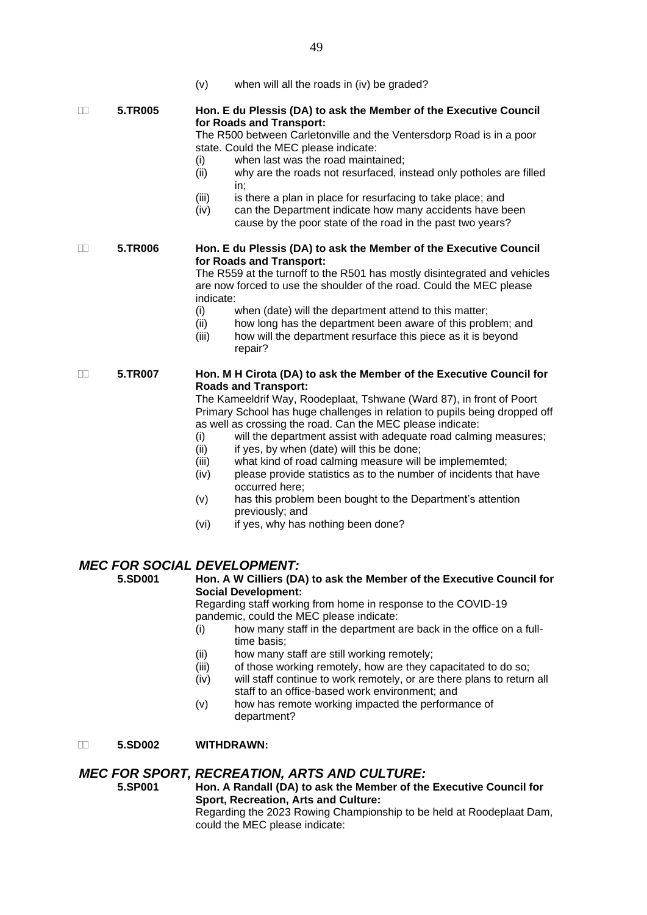(v) when will all the roads in (iv) be graded?

**5.TR005** **Hon. E du Plessis (DA) to ask the Member of the Executive Council for Roads and Transport:**

The R500 between Carletonville and the Ventersdorp Road is in a poor state. Could the MEC please indicate:

- (i) when last was the road maintained;
- (ii) why are the roads not resurfaced, instead only potholes are filled in;
- (iii) is there a plan in place for resurfacing to take place; and
- (iv) can the Department indicate how many accidents have been cause by the poor state of the road in the past two years?

**5.TR006** **Hon. E du Plessis (DA) to ask the Member of the Executive Council for Roads and Transport:**

The R559 at the turnoff to the R501 has mostly disintegrated and vehicles are now forced to use the shoulder of the road. Could the MEC please indicate:

- (i) when (date) will the department attend to this matter;
- (ii) how long has the department been aware of this problem; and
- (iii) how will the department resurface this piece as it is beyond repair?

**5.TR007** **Hon. M H Cirota (DA) to ask the Member of the Executive Council for Roads and Transport:**

The Kameeldrif Way, Roodeplaat, Tshwane (Ward 87), in front of Poort Primary School has huge challenges in relation to pupils being dropped off as well as crossing the road. Can the MEC please indicate:

- (i) will the department assist with adequate road calming measures;
- (ii) if yes, by when (date) will this be done;
- (iii) what kind of road calming measure will be implememted;
- (iv) please provide statistics as to the number of incidents that have occurred here;
- (v) has this problem been bought to the Department's attention previously; and
- (vi) if yes, why has nothing been done?

## *MEC FOR SOCIAL DEVELOPMENT:*

**5.SD001** **Hon. A W Cilliers (DA) to ask the Member of the Executive Council for Social Development:**

Regarding staff working from home in response to the COVID-19 pandemic, could the MEC please indicate:

- (i) how many staff in the department are back in the office on a full-time basis;
- (ii) how many staff are still working remotely;
- (iii) of those working remotely, how are they capacitated to do so;
- (iv) will staff continue to work remotely, or are there plans to return all staff to an office-based work environment; and
- (v) how has remote working impacted the performance of department?

**5.SD002** **WITHDRAWN:**

## *MEC FOR SPORT, RECREATION, ARTS AND CULTURE:*

**5.SP001** **Hon. A Randall (DA) to ask the Member of the Executive Council for Sport, Recreation, Arts and Culture:**

Regarding the 2023 Rowing Championship to be held at Roodeplaat Dam, could the MEC please indicate: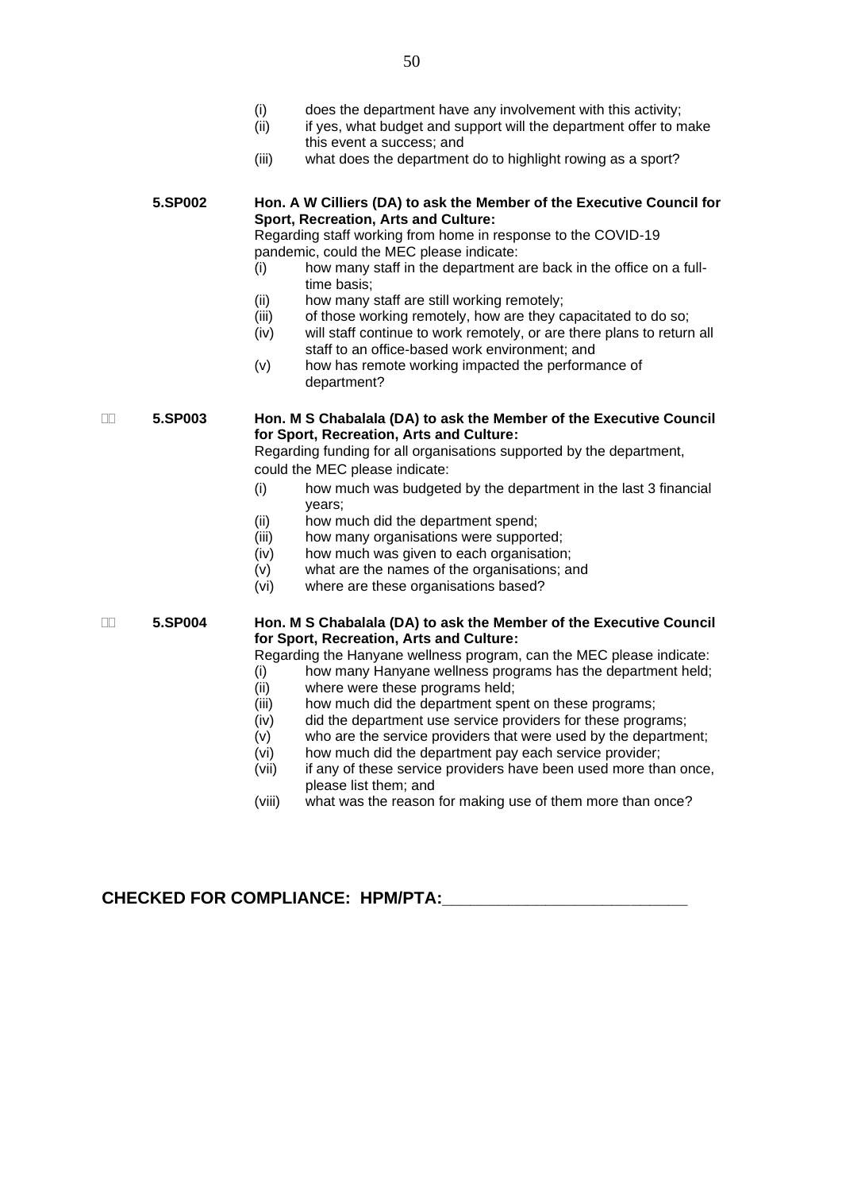(i) does the department have any involvement with this activity;
(ii) if yes, what budget and support will the department offer to make this event a success; and
(iii) what does the department do to highlight rowing as a sport?

**5.SP002** **Hon. A W Cilliers (DA) to ask the Member of the Executive Council for Sport, Recreation, Arts and Culture:**

Regarding staff working from home in response to the COVID-19 pandemic, could the MEC please indicate:

(i) how many staff in the department are back in the office on a full-time basis;
(ii) how many staff are still working remotely;
(iii) of those working remotely, how are they capacitated to do so;
(iv) will staff continue to work remotely, or are there plans to return all staff to an office-based work environment; and
(v) how has remote working impacted the performance of department?

**5.SP003** **Hon. M S Chabalala (DA) to ask the Member of the Executive Council for Sport, Recreation, Arts and Culture:**

Regarding funding for all organisations supported by the department, could the MEC please indicate:

(i) how much was budgeted by the department in the last 3 financial years;
(ii) how much did the department spend;
(iii) how many organisations were supported;
(iv) how much was given to each organisation;
(v) what are the names of the organisations; and
(vi) where are these organisations based?

**5.SP004** **Hon. M S Chabalala (DA) to ask the Member of the Executive Council for Sport, Recreation, Arts and Culture:**

Regarding the Hanyane wellness program, can the MEC please indicate:

(i) how many Hanyane wellness programs has the department held;
(ii) where were these programs held;
(iii) how much did the department spent on these programs;
(iv) did the department use service providers for these programs;
(v) who are the service providers that were used by the department;
(vi) how much did the department pay each service provider;
(vii) if any of these service providers have been used more than once, please list them; and
(viii) what was the reason for making use of them more than once?

**CHECKED FOR COMPLIANCE: HPM/PTA:___________________________**